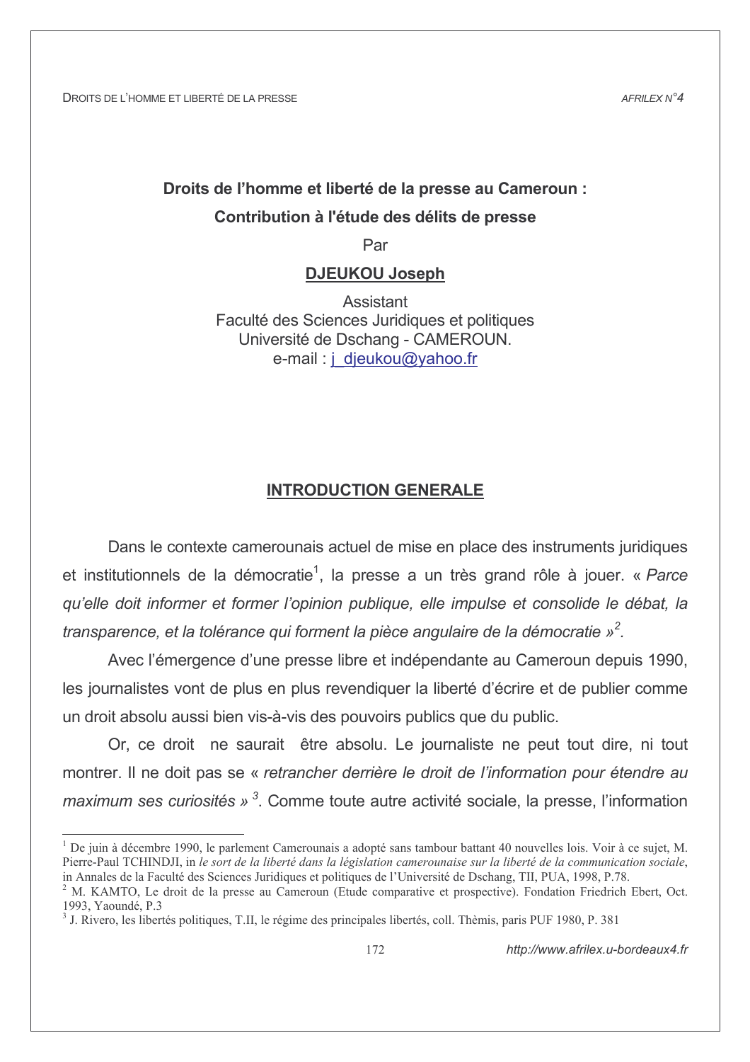# Droits de l'homme et liberté de la presse au Cameroun : Contribution à l'étude des délits de presse

Par

**DJEUKOU Joseph**

Assistant
Faculté des Sciences Juridiques et politiques
Université de Dschang - CAMEROUN.
e-mail : j_djeukou@yahoo.fr

## INTRODUCTION GENERALE

Dans le contexte camerounais actuel de mise en place des instruments juridiques et institutionnels de la démocratie[1], la presse a un très grand rôle à jouer. « *Parce qu'elle doit informer et former l'opinion publique, elle impulse et consolide le débat, la transparence, et la tolérance qui forment la pièce angulaire de la démocratie* »[2].

Avec l'émergence d'une presse libre et indépendante au Cameroun depuis 1990, les journalistes vont de plus en plus revendiquer la liberté d'écrire et de publier comme un droit absolu aussi bien vis-à-vis des pouvoirs publics que du public.

Or, ce droit ne saurait être absolu. Le journaliste ne peut tout dire, ni tout montrer. Il ne doit pas se « *retrancher derrière le droit de l'information pour étendre au maximum ses curiosités* »[3]. Comme toute autre activité sociale, la presse, l'information

---

[1] De juin à décembre 1990, le parlement Camerounais a adopté sans tambour battant 40 nouvelles lois. Voir à ce sujet, M. Pierre-Paul TCHINDJI, in *le sort de la liberté dans la législation camerounaise sur la liberté de la communication sociale*, in Annales de la Faculté des Sciences Juridiques et politiques de l'Université de Dschang, TII, PUA, 1998, P.78.

[2] M. KAMTO, Le droit de la presse au Cameroun (Etude comparative et prospective). Fondation Friedrich Ebert, Oct. 1993, Yaoundé, P.3

[3] J. Rivero, les libertés politiques, T.II, le régime des principales libertés, coll. Thèmis, paris PUF 1980, P. 381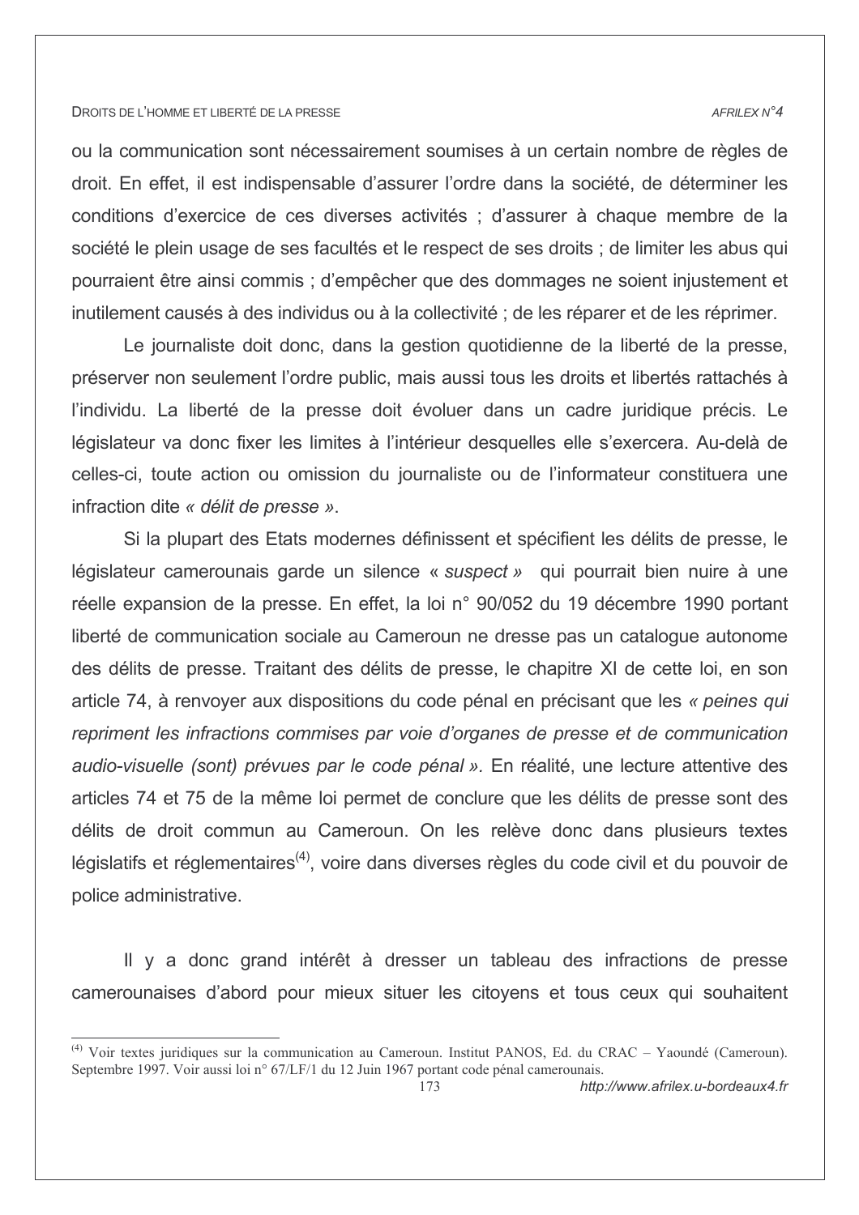ou la communication sont nécessairement soumises à un certain nombre de règles de droit. En effet, il est indispensable d'assurer l'ordre dans la société, de déterminer les conditions d'exercice de ces diverses activités ; d'assurer à chaque membre de la société le plein usage de ses facultés et le respect de ses droits ; de limiter les abus qui pourraient être ainsi commis ; d'empêcher que des dommages ne soient injustement et inutilement causés à des individus ou à la collectivité ; de les réparer et de les réprimer.

Le journaliste doit donc, dans la gestion quotidienne de la liberté de la presse, préserver non seulement l'ordre public, mais aussi tous les droits et libertés rattachés à l'individu. La liberté de la presse doit évoluer dans un cadre juridique précis. Le législateur va donc fixer les limites à l'intérieur desquelles elle s'exercera. Au-delà de celles-ci, toute action ou omission du journaliste ou de l'informateur constituera une infraction dite *« délit de presse »*.

Si la plupart des Etats modernes définissent et spécifient les délits de presse, le législateur camerounais garde un silence « *suspect* » qui pourrait bien nuire à une réelle expansion de la presse. En effet, la loi n° 90/052 du 19 décembre 1990 portant liberté de communication sociale au Cameroun ne dresse pas un catalogue autonome des délits de presse. Traitant des délits de presse, le chapitre XI de cette loi, en son article 74, à renvoyer aux dispositions du code pénal en précisant que les *« peines qui repriment les infractions commises par voie d'organes de presse et de communication audio-visuelle (sont) prévues par le code pénal ».* En réalité, une lecture attentive des articles 74 et 75 de la même loi permet de conclure que les délits de presse sont des délits de droit commun au Cameroun. On les relève donc dans plusieurs textes législatifs et réglementaires[4], voire dans diverses règles du code civil et du pouvoir de police administrative.

Il y a donc grand intérêt à dresser un tableau des infractions de presse camerounaises d'abord pour mieux situer les citoyens et tous ceux qui souhaitent

---

[4] Voir textes juridiques sur la communication au Cameroun. Institut PANOS, Ed. du CRAC – Yaoundé (Cameroun). Septembre 1997. Voir aussi loi n° 67/LF/1 du 12 Juin 1967 portant code pénal camerounais.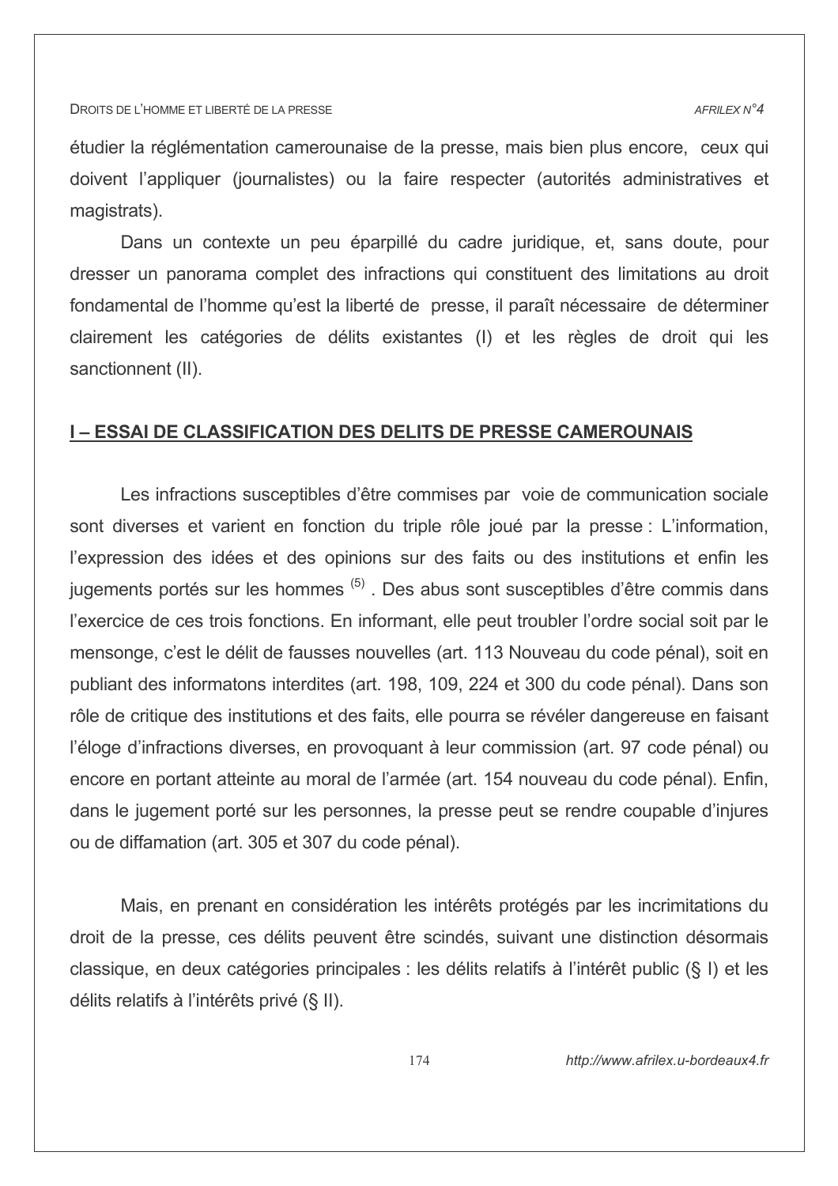étudier la réglementation camerounaise de la presse, mais bien plus encore, ceux qui doivent l'appliquer (journalistes) ou la faire respecter (autorités administratives et magistrats).

Dans un contexte un peu éparpillé du cadre juridique, et, sans doute, pour dresser un panorama complet des infractions qui constituent des limitations au droit fondamental de l'homme qu'est la liberté de presse, il paraît nécessaire de déterminer clairement les catégories de délits existantes (I) et les règles de droit qui les sanctionnent (II).

## I – ESSAI DE CLASSIFICATION DES DELITS DE PRESSE CAMEROUNAIS

Les infractions susceptibles d'être commises par voie de communication sociale sont diverses et varient en fonction du triple rôle joué par la presse : L'information, l'expression des idées et des opinions sur des faits ou des institutions et enfin les jugements portés sur les hommes [(5)] . Des abus sont susceptibles d'être commis dans l'exercice de ces trois fonctions. En informant, elle peut troubler l'ordre social soit par le mensonge, c'est le délit de fausses nouvelles (art. 113 Nouveau du code pénal), soit en publiant des informatons interdites (art. 198, 109, 224 et 300 du code pénal). Dans son rôle de critique des institutions et des faits, elle pourra se révéler dangereuse en faisant l'éloge d'infractions diverses, en provoquant à leur commission (art. 97 code pénal) ou encore en portant atteinte au moral de l'armée (art. 154 nouveau du code pénal). Enfin, dans le jugement porté sur les personnes, la presse peut se rendre coupable d'injures ou de diffamation (art. 305 et 307 du code pénal).

Mais, en prenant en considération les intérêts protégés par les incrimitations du droit de la presse, ces délits peuvent être scindés, suivant une distinction désormais classique, en deux catégories principales : les délits relatifs à l'intérêt public (§ I) et les délits relatifs à l'intérêts privé (§ II).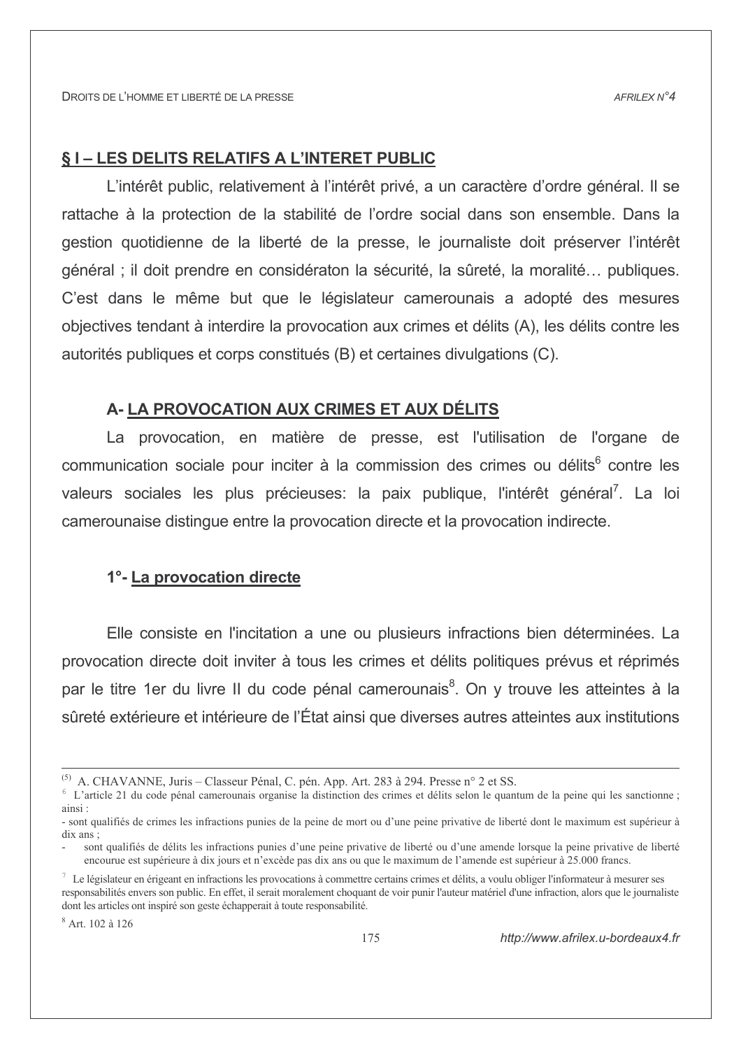## § I – LES DELITS RELATIFS A L'INTERET PUBLIC

L'intérêt public, relativement à l'intérêt privé, a un caractère d'ordre général. Il se rattache à la protection de la stabilité de l'ordre social dans son ensemble. Dans la gestion quotidienne de la liberté de la presse, le journaliste doit préserver l'intérêt général ; il doit prendre en considératon la sécurité, la sûreté, la moralité… publiques. C'est dans le même but que le législateur camerounais a adopté des mesures objectives tendant à interdire la provocation aux crimes et délits (A), les délits contre les autorités publiques et corps constitués (B) et certaines divulgations (C).

### A- LA PROVOCATION AUX CRIMES ET AUX DÉLITS

La provocation, en matière de presse, est l'utilisation de l'organe de communication sociale pour inciter à la commission des crimes ou délits[6] contre les valeurs sociales les plus précieuses: la paix publique, l'intérêt général[7]. La loi camerounaise distingue entre la provocation directe et la provocation indirecte.

#### 1°- La provocation directe

Elle consiste en l'incitation a une ou plusieurs infractions bien déterminées. La provocation directe doit inviter à tous les crimes et délits politiques prévus et réprimés par le titre 1er du livre II du code pénal camerounais[8]. On y trouve les atteintes à la sûreté extérieure et intérieure de l'État ainsi que diverses autres atteintes aux institutions

---

(5) A. CHAVANNE, Juris – Classeur Pénal, C. pén. App. Art. 283 à 294. Presse n° 2 et SS.

[6] L'article 21 du code pénal camerounais organise la distinction des crimes et délits selon le quantum de la peine qui les sanctionne ; ainsi :

- sont qualifiés de crimes les infractions punies de la peine de mort ou d'une peine privative de liberté dont le maximum est supérieur à dix ans ;
- sont qualifiés de délits les infractions punies d'une peine privative de liberté ou d'une amende lorsque la peine privative de liberté encourue est supérieure à dix jours et n'excède pas dix ans ou que le maximum de l'amende est supérieur à 25.000 francs.

[7] Le législateur en érigeant en infractions les provocations à commettre certains crimes et délits, a voulu obliger l'informateur à mesurer ses responsabilités envers son public. En effet, il serait moralement choquant de voir punir l'auteur matériel d'une infraction, alors que le journaliste dont les articles ont inspiré son geste échapperait à toute responsabilité.

[8] Art. 102 à 126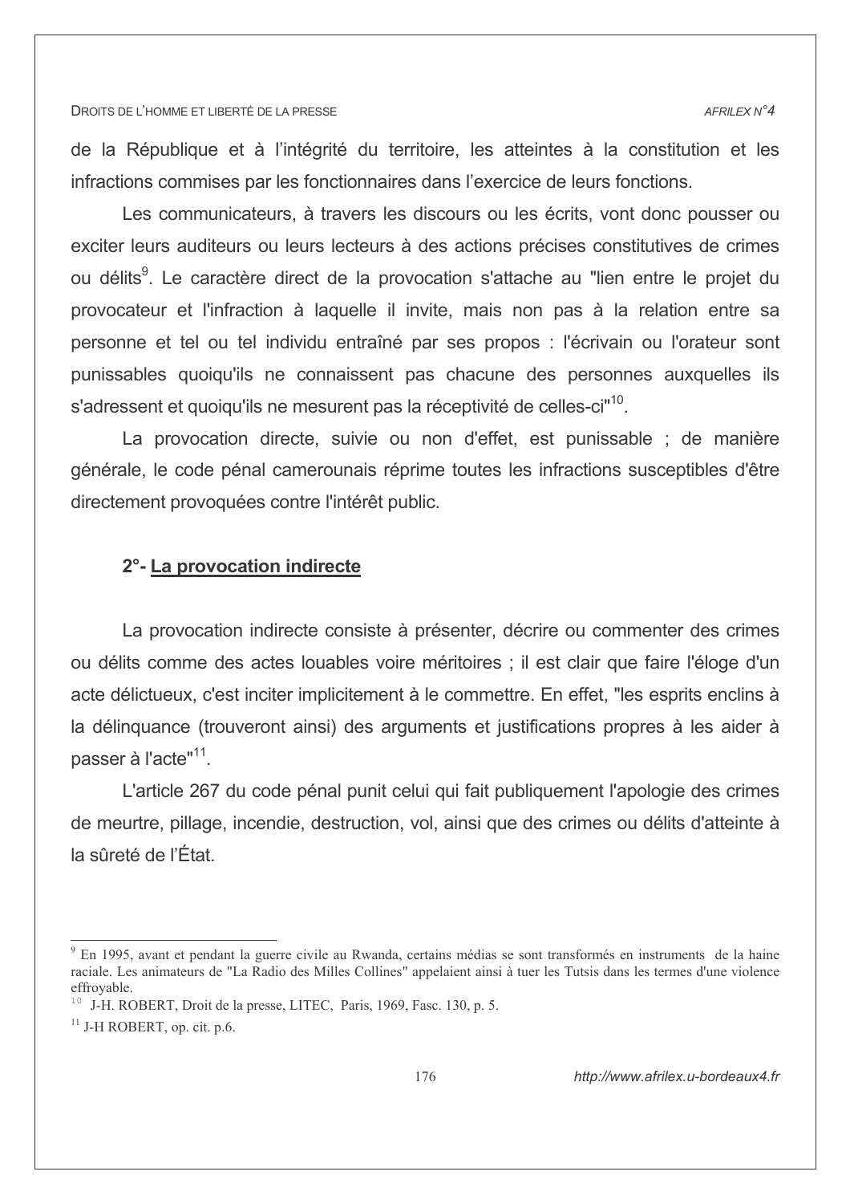de la République et à l'intégrité du territoire, les atteintes à la constitution et les infractions commises par les fonctionnaires dans l'exercice de leurs fonctions.

Les communicateurs, à travers les discours ou les écrits, vont donc pousser ou exciter leurs auditeurs ou leurs lecteurs à des actions précises constitutives de crimes ou délits[9]. Le caractère direct de la provocation s'attache au "lien entre le projet du provocateur et l'infraction à laquelle il invite, mais non pas à la relation entre sa personne et tel ou tel individu entraîné par ses propos : l'écrivain ou l'orateur sont punissables quoiqu'ils ne connaissent pas chacune des personnes auxquelles ils s'adressent et quoiqu'ils ne mesurent pas la réceptivité de celles-ci"[10].

La provocation directe, suivie ou non d'effet, est punissable ; de manière générale, le code pénal camerounais réprime toutes les infractions susceptibles d'être directement provoquées contre l'intérêt public.

### 2°- La provocation indirecte

La provocation indirecte consiste à présenter, décrire ou commenter des crimes ou délits comme des actes louables voire méritoires ; il est clair que faire l'éloge d'un acte délictueux, c'est inciter implicitement à le commettre. En effet, "les esprits enclins à la délinquance (trouveront ainsi) des arguments et justifications propres à les aider à passer à l'acte"[11].

L'article 267 du code pénal punit celui qui fait publiquement l'apologie des crimes de meurtre, pillage, incendie, destruction, vol, ainsi que des crimes ou délits d'atteinte à la sûreté de l'État.

---

[9] En 1995, avant et pendant la guerre civile au Rwanda, certains médias se sont transformés en instruments de la haine raciale. Les animateurs de "La Radio des Milles Collines" appelaient ainsi à tuer les Tutsis dans les termes d'une violence effroyable.

[10] J-H. ROBERT, Droit de la presse, LITEC, Paris, 1969, Fasc. 130, p. 5.

[11] J-H ROBERT, op. cit. p.6.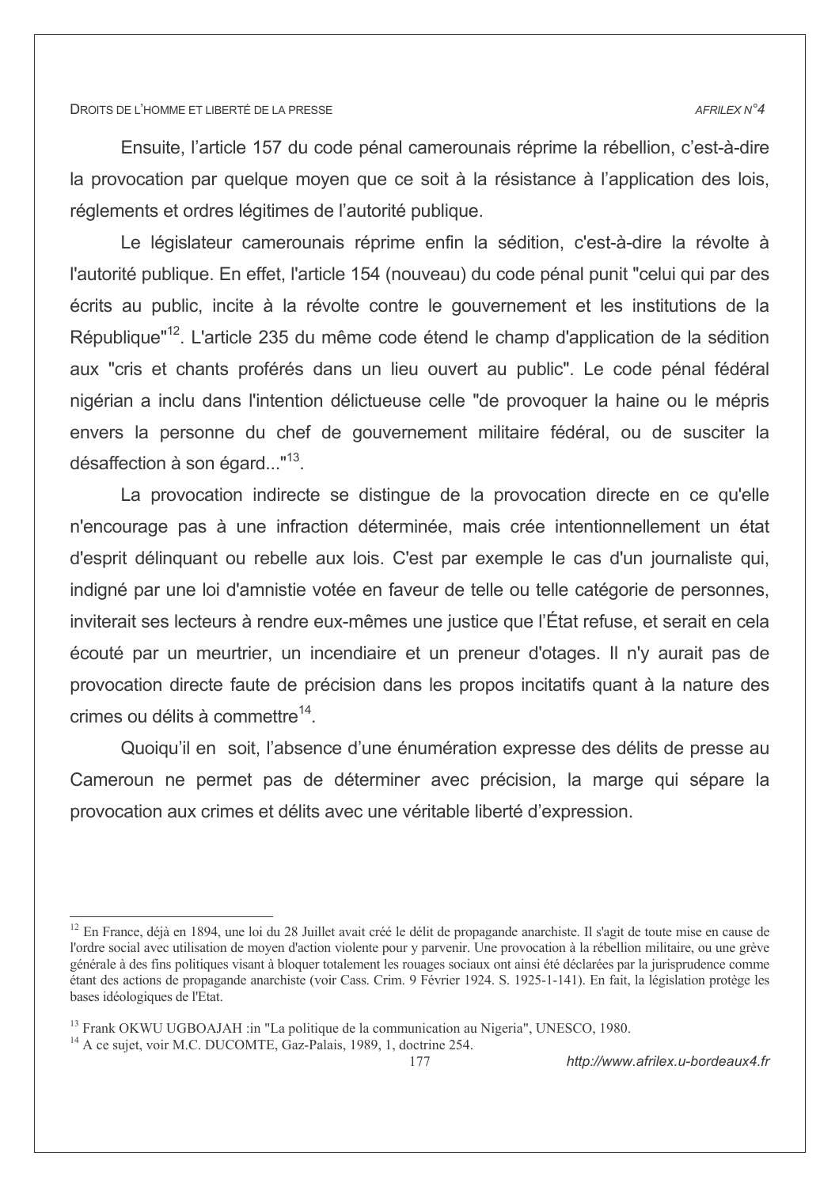Ensuite, l'article 157 du code pénal camerounais réprime la rébellion, c'est-à-dire la provocation par quelque moyen que ce soit à la résistance à l'application des lois, réglements et ordres légitimes de l'autorité publique.

Le législateur camerounais réprime enfin la sédition, c'est-à-dire la révolte à l'autorité publique. En effet, l'article 154 (nouveau) du code pénal punit "celui qui par des écrits au public, incite à la révolte contre le gouvernement et les institutions de la République"[12]. L'article 235 du même code étend le champ d'application de la sédition aux "cris et chants proférés dans un lieu ouvert au public". Le code pénal fédéral nigérian a inclu dans l'intention délictueuse celle "de provoquer la haine ou le mépris envers la personne du chef de gouvernement militaire fédéral, ou de susciter la désaffection à son égard..."[13].

La provocation indirecte se distingue de la provocation directe en ce qu'elle n'encourage pas à une infraction déterminée, mais crée intentionnellement un état d'esprit délinquant ou rebelle aux lois. C'est par exemple le cas d'un journaliste qui, indigné par une loi d'amnistie votée en faveur de telle ou telle catégorie de personnes, inviterait ses lecteurs à rendre eux-mêmes une justice que l'État refuse, et serait en cela écouté par un meurtrier, un incendiaire et un preneur d'otages. Il n'y aurait pas de provocation directe faute de précision dans les propos incitatifs quant à la nature des crimes ou délits à commettre[14].

Quoiqu'il en soit, l'absence d'une énumération expresse des délits de presse au Cameroun ne permet pas de déterminer avec précision, la marge qui sépare la provocation aux crimes et délits avec une véritable liberté d'expression.

---

[12] En France, déjà en 1894, une loi du 28 Juillet avait créé le délit de propagande anarchiste. Il s'agit de toute mise en cause de l'ordre social avec utilisation de moyen d'action violente pour y parvenir. Une provocation à la rébellion militaire, ou une grève générale à des fins politiques visant à bloquer totalement les rouages sociaux ont ainsi été déclarées par la jurisprudence comme étant des actions de propagande anarchiste (voir Cass. Crim. 9 Février 1924. S. 1925-1-141). En fait, la législation protège les bases idéologiques de l'Etat.

[13] Frank OKWU UGBOAJAH :in "La politique de la communication au Nigeria", UNESCO, 1980.

[14] A ce sujet, voir M.C. DUCOMTE, Gaz-Palais, 1989, 1, doctrine 254.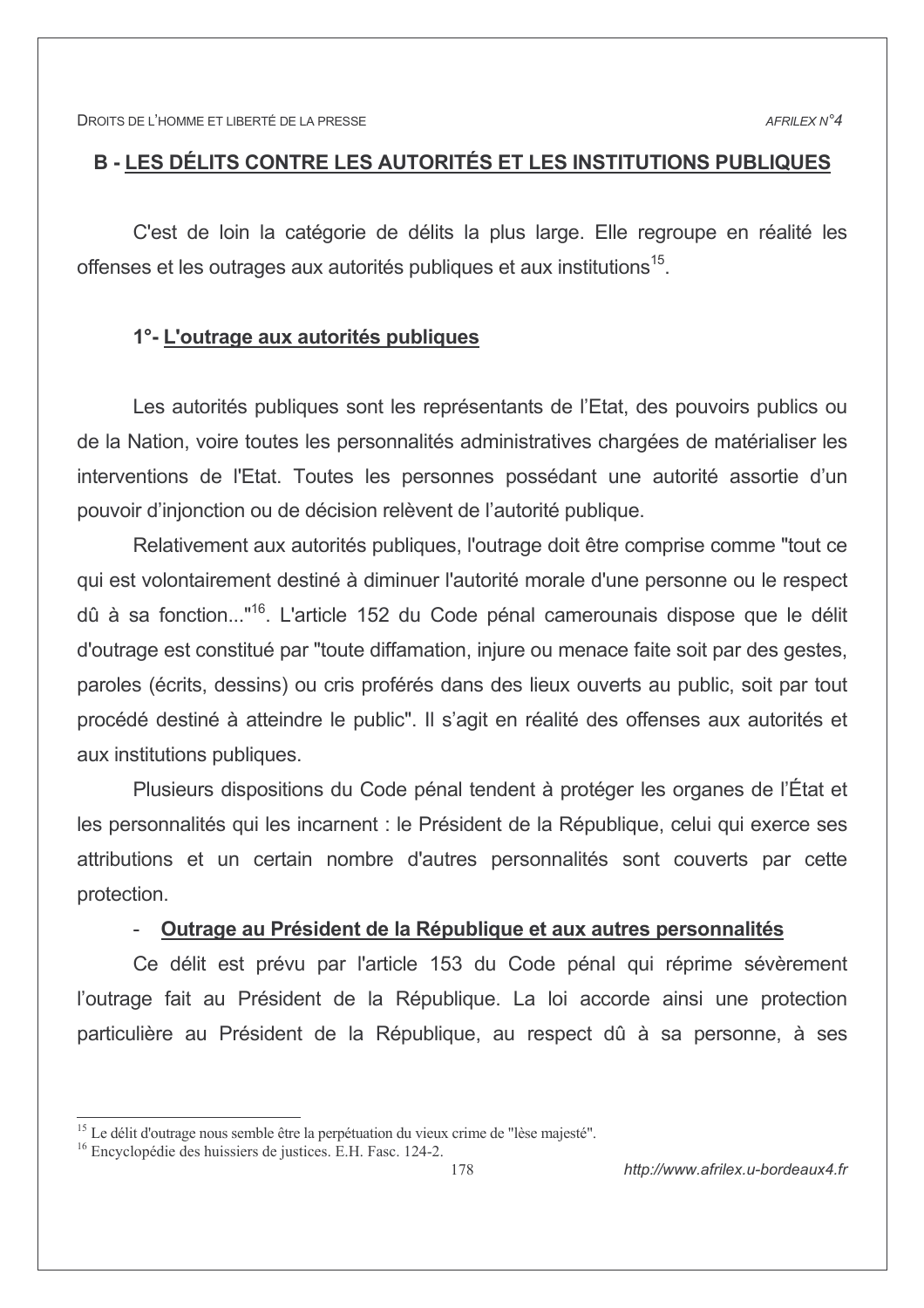## B - LES DÉLITS CONTRE LES AUTORITÉS ET LES INSTITUTIONS PUBLIQUES

C'est de loin la catégorie de délits la plus large. Elle regroupe en réalité les offenses et les outrages aux autorités publiques et aux institutions[15].

### 1°- L'outrage aux autorités publiques

Les autorités publiques sont les représentants de l'Etat, des pouvoirs publics ou de la Nation, voire toutes les personnalités administratives chargées de matérialiser les interventions de l'Etat. Toutes les personnes possédant une autorité assortie d'un pouvoir d'injonction ou de décision relèvent de l'autorité publique.

Relativement aux autorités publiques, l'outrage doit être comprise comme "tout ce qui est volontairement destiné à diminuer l'autorité morale d'une personne ou le respect dû à sa fonction..."[16]. L'article 152 du Code pénal camerounais dispose que le délit d'outrage est constitué par "toute diffamation, injure ou menace faite soit par des gestes, paroles (écrits, dessins) ou cris proférés dans des lieux ouverts au public, soit par tout procédé destiné à atteindre le public". Il s'agit en réalité des offenses aux autorités et aux institutions publiques.

Plusieurs dispositions du Code pénal tendent à protéger les organes de l'État et les personnalités qui les incarnent : le Président de la République, celui qui exerce ses attributions et un certain nombre d'autres personnalités sont couverts par cette protection.

- **Outrage au Président de la République et aux autres personnalités**

Ce délit est prévu par l'article 153 du Code pénal qui réprime sévèrement l'outrage fait au Président de la République. La loi accorde ainsi une protection particulière au Président de la République, au respect dû à sa personne, à ses

---

[15] Le délit d'outrage nous semble être la perpétuation du vieux crime de "lèse majesté".

[16] Encyclopédie des huissiers de justices. E.H. Fasc. 124-2.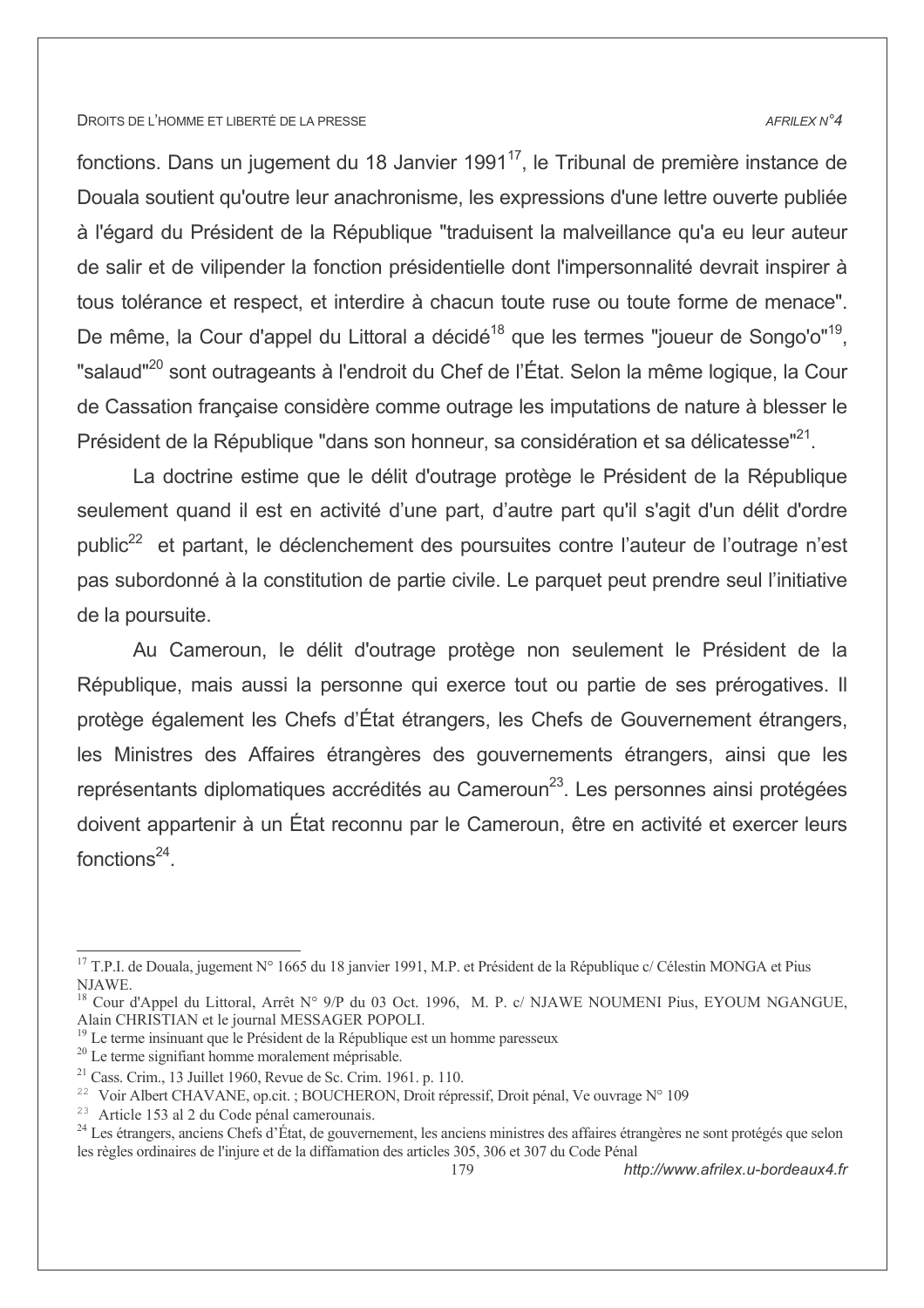fonctions. Dans un jugement du 18 Janvier 1991[17], le Tribunal de première instance de Douala soutient qu'outre leur anachronisme, les expressions d'une lettre ouverte publiée à l'égard du Président de la République "traduisent la malveillance qu'a eu leur auteur de salir et de vilipender la fonction présidentielle dont l'impersonnalité devrait inspirer à tous tolérance et respect, et interdire à chacun toute ruse ou toute forme de menace". De même, la Cour d'appel du Littoral a décidé[18] que les termes "joueur de Songo'o"[19], "salaud"[20] sont outrageants à l'endroit du Chef de l'État. Selon la même logique, la Cour de Cassation française considère comme outrage les imputations de nature à blesser le Président de la République "dans son honneur, sa considération et sa délicatesse"[21].

La doctrine estime que le délit d'outrage protège le Président de la République seulement quand il est en activité d'une part, d'autre part qu'il s'agit d'un délit d'ordre public[22] et partant, le déclenchement des poursuites contre l'auteur de l'outrage n'est pas subordonné à la constitution de partie civile. Le parquet peut prendre seul l'initiative de la poursuite.

Au Cameroun, le délit d'outrage protège non seulement le Président de la République, mais aussi la personne qui exerce tout ou partie de ses prérogatives. Il protège également les Chefs d'État étrangers, les Chefs de Gouvernement étrangers, les Ministres des Affaires étrangères des gouvernements étrangers, ainsi que les représentants diplomatiques accrédités au Cameroun[23]. Les personnes ainsi protégées doivent appartenir à un État reconnu par le Cameroun, être en activité et exercer leurs fonctions[24].

---

[17] T.P.I. de Douala, jugement N° 1665 du 18 janvier 1991, M.P. et Président de la République c/ Célestin MONGA et Pius NJAWE.

[18] Cour d'Appel du Littoral, Arrêt N° 9/P du 03 Oct. 1996, M. P. c/ NJAWE NOUMENI Pius, EYOUM NGANGUE, Alain CHRISTIAN et le journal MESSAGER POPOLI.

[19] Le terme insinuant que le Président de la République est un homme paresseux

[20] Le terme signifiant homme moralement méprisable.

[21] Cass. Crim., 13 Juillet 1960, Revue de Sc. Crim. 1961. p. 110.

[22] Voir Albert CHAVANE, op.cit. ; BOUCHERON, Droit répressif, Droit pénal, Ve ouvrage N° 109

[23] Article 153 al 2 du Code pénal camerounais.

[24] Les étrangers, anciens Chefs d'État, de gouvernement, les anciens ministres des affaires étrangères ne sont protégés que selon les règles ordinaires de l'injure et de la diffamation des articles 305, 306 et 307 du Code Pénal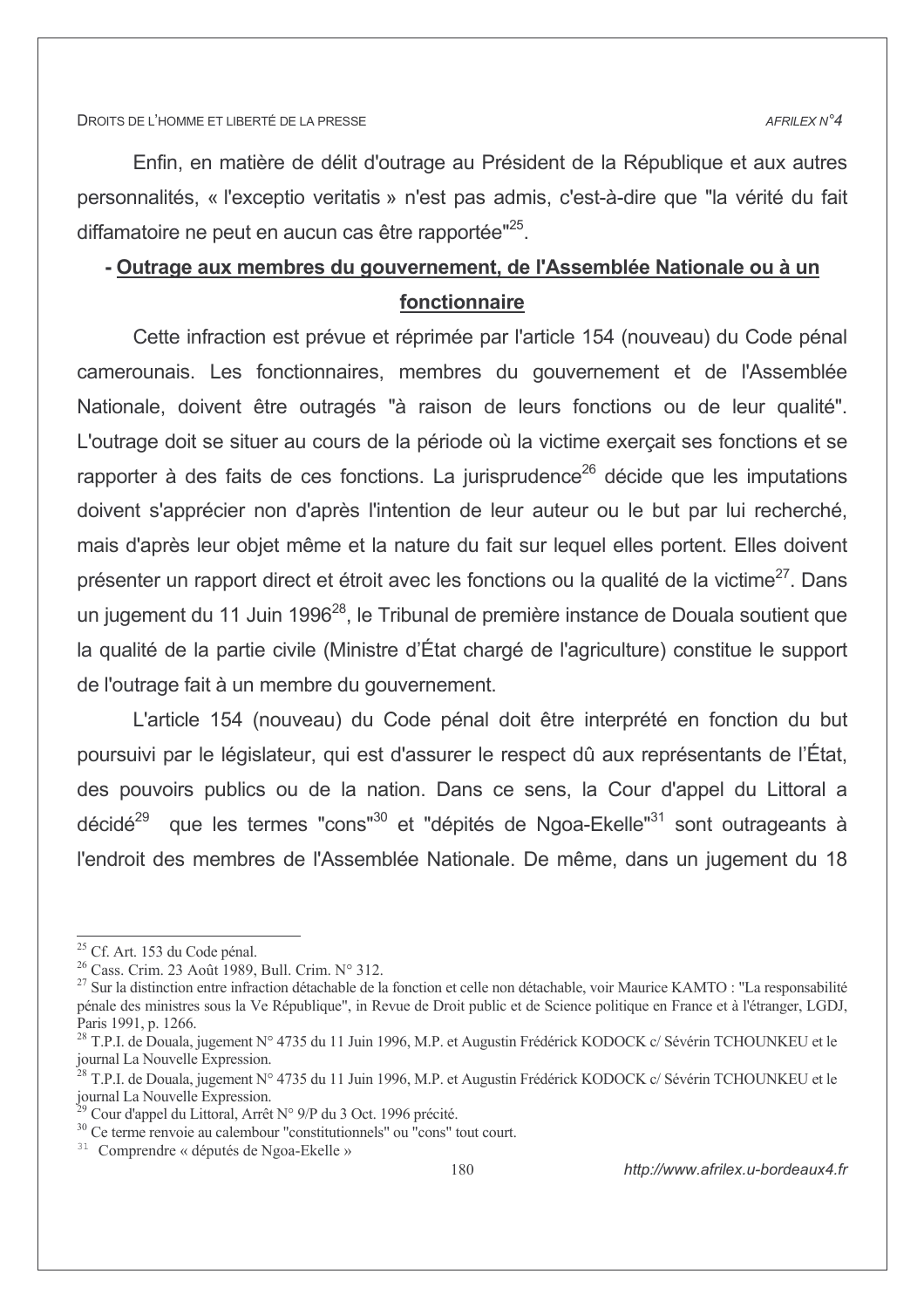Enfin, en matière de délit d'outrage au Président de la République et aux autres personnalités, « l'exceptio veritatis » n'est pas admis, c'est-à-dire que "la vérité du fait diffamatoire ne peut en aucun cas être rapportée"[25].

**- <u>Outrage aux membres du gouvernement, de l'Assemblée Nationale ou à un fonctionnaire</u>**

Cette infraction est prévue et réprimée par l'article 154 (nouveau) du Code pénal camerounais. Les fonctionnaires, membres du gouvernement et de l'Assemblée Nationale, doivent être outragés "à raison de leurs fonctions ou de leur qualité". L'outrage doit se situer au cours de la période où la victime exerçait ses fonctions et se rapporter à des faits de ces fonctions. La jurisprudence[26] décide que les imputations doivent s'apprécier non d'après l'intention de leur auteur ou le but par lui recherché, mais d'après leur objet même et la nature du fait sur lequel elles portent. Elles doivent présenter un rapport direct et étroit avec les fonctions ou la qualité de la victime[27]. Dans un jugement du 11 Juin 1996[28], le Tribunal de première instance de Douala soutient que la qualité de la partie civile (Ministre d'État chargé de l'agriculture) constitue le support de l'outrage fait à un membre du gouvernement.

L'article 154 (nouveau) du Code pénal doit être interprété en fonction du but poursuivi par le législateur, qui est d'assurer le respect dû aux représentants de l'État, des pouvoirs publics ou de la nation. Dans ce sens, la Cour d'appel du Littoral a décidé[29] que les termes "cons"[30] et "dépités de Ngoa-Ekelle"[31] sont outrageants à l'endroit des membres de l'Assemblée Nationale. De même, dans un jugement du 18

---

[25] Cf. Art. 153 du Code pénal.

[26] Cass. Crim. 23 Août 1989, Bull. Crim. N° 312.

[27] Sur la distinction entre infraction détachable de la fonction et celle non détachable, voir Maurice KAMTO : "La responsabilité pénale des ministres sous la Ve République", in Revue de Droit public et de Science politique en France et à l'étranger, LGDJ, Paris 1991, p. 1266.

[28] T.P.I. de Douala, jugement N° 4735 du 11 Juin 1996, M.P. et Augustin Frédérick KODOCK c/ Sévérin TCHOUNKEU et le journal La Nouvelle Expression.

[28] T.P.I. de Douala, jugement N° 4735 du 11 Juin 1996, M.P. et Augustin Frédérick KODOCK c/ Sévérin TCHOUNKEU et le journal La Nouvelle Expression.

[29] Cour d'appel du Littoral, Arrêt N° 9/P du 3 Oct. 1996 précité.

[30] Ce terme renvoie au calembour "constitutionnels" ou "cons" tout court.

[31] Comprendre « députés de Ngoa-Ekelle »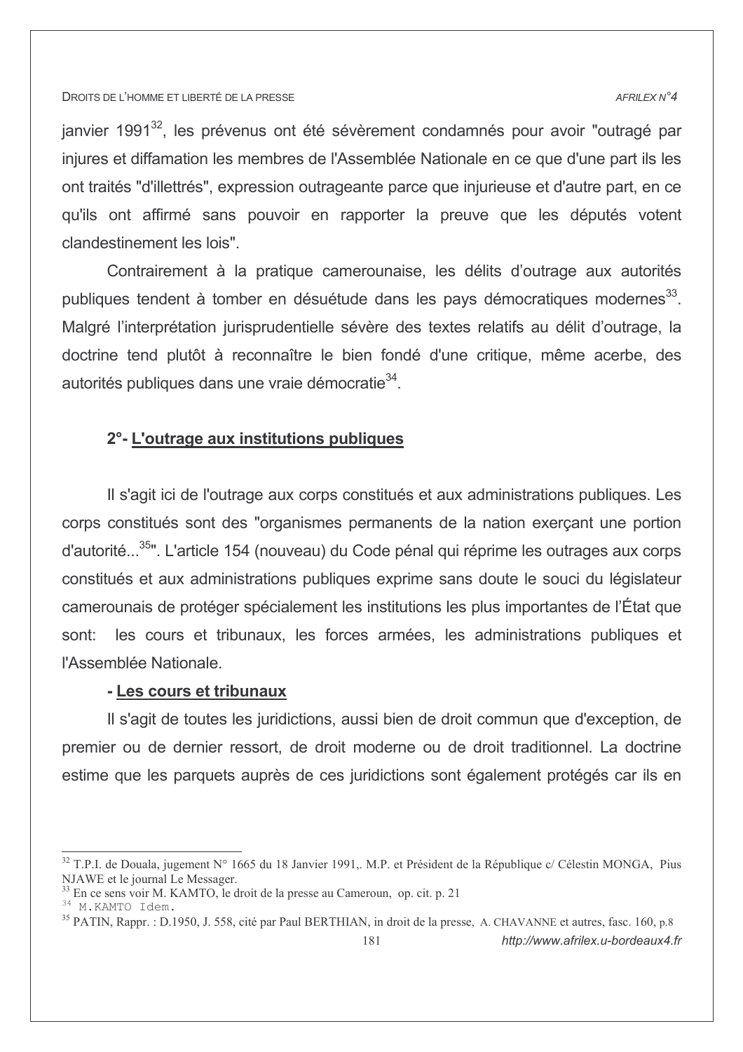janvier 1991[32], les prévenus ont été sévèrement condamnés pour avoir "outragé par injures et diffamation les membres de l'Assemblée Nationale en ce que d'une part ils les ont traités "d'illettrés", expression outrageante parce que injurieuse et d'autre part, en ce qu'ils ont affirmé sans pouvoir en rapporter la preuve que les députés votent clandestinement les lois".

Contrairement à la pratique camerounaise, les délits d'outrage aux autorités publiques tendent à tomber en désuétude dans les pays démocratiques modernes[33]. Malgré l'interprétation jurisprudentielle sévère des textes relatifs au délit d'outrage, la doctrine tend plutôt à reconnaître le bien fondé d'une critique, même acerbe, des autorités publiques dans une vraie démocratie[34].

### 2°- L'outrage aux institutions publiques

Il s'agit ici de l'outrage aux corps constitués et aux administrations publiques. Les corps constitués sont des "organismes permanents de la nation exerçant une portion d'autorité...[35]". L'article 154 (nouveau) du Code pénal qui réprime les outrages aux corps constitués et aux administrations publiques exprime sans doute le souci du législateur camerounais de protéger spécialement les institutions les plus importantes de l'État que sont: les cours et tribunaux, les forces armées, les administrations publiques et l'Assemblée Nationale.

**- Les cours et tribunaux**

Il s'agit de toutes les juridictions, aussi bien de droit commun que d'exception, de premier ou de dernier ressort, de droit moderne ou de droit traditionnel. La doctrine estime que les parquets auprès de ces juridictions sont également protégés car ils en

---

[32] T.P.I. de Douala, jugement N° 1665 du 18 Janvier 1991,. M.P. et Président de la République c/ Célestin MONGA, Pius NJAWE et le journal Le Messager.

[33] En ce sens voir M. KAMTO, le droit de la presse au Cameroun, op. cit. p. 21

[34] M.KAMTO Idem.

[35] PATIN, Rappr. : D.1950, J. 558, cité par Paul BERTHIAN, in droit de la presse, A. CHAVANNE et autres, fasc. 160, p.8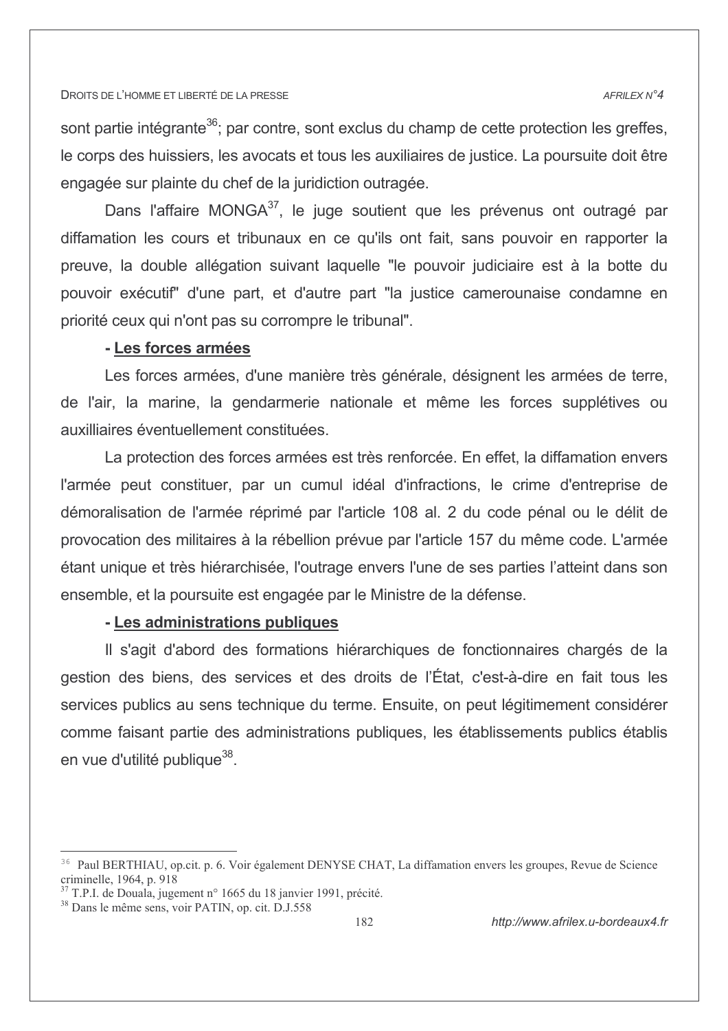sont partie intégrante[36]; par contre, sont exclus du champ de cette protection les greffes, le corps des huissiers, les avocats et tous les auxiliaires de justice. La poursuite doit être engagée sur plainte du chef de la juridiction outragée.

Dans l'affaire MONGA[37], le juge soutient que les prévenus ont outragé par diffamation les cours et tribunaux en ce qu'ils ont fait, sans pouvoir en rapporter la preuve, la double allégation suivant laquelle "le pouvoir judiciaire est à la botte du pouvoir exécutif" d'une part, et d'autre part "la justice camerounaise condamne en priorité ceux qui n'ont pas su corrompre le tribunal".

**- <u>Les forces armées</u>**

Les forces armées, d'une manière très générale, désignent les armées de terre, de l'air, la marine, la gendarmerie nationale et même les forces supplétives ou auxilliaires éventuellement constituées.

La protection des forces armées est très renforcée. En effet, la diffamation envers l'armée peut constituer, par un cumul idéal d'infractions, le crime d'entreprise de démoralisation de l'armée réprimé par l'article 108 al. 2 du code pénal ou le délit de provocation des militaires à la rébellion prévue par l'article 157 du même code. L'armée étant unique et très hiérarchisée, l'outrage envers l'une de ses parties l'atteint dans son ensemble, et la poursuite est engagée par le Ministre de la défense.

**- <u>Les administrations publiques</u>**

Il s'agit d'abord des formations hiérarchiques de fonctionnaires chargés de la gestion des biens, des services et des droits de l'État, c'est-à-dire en fait tous les services publics au sens technique du terme. Ensuite, on peut légitimement considérer comme faisant partie des administrations publiques, les établissements publics établis en vue d'utilité publique[38].

---

[36] Paul BERTHIAU, op.cit. p. 6. Voir également DENYSE CHAT, La diffamation envers les groupes, Revue de Science criminelle, 1964, p. 918

[37] T.P.I. de Douala, jugement n° 1665 du 18 janvier 1991, précité.

[38] Dans le même sens, voir PATIN, op. cit. D.J.558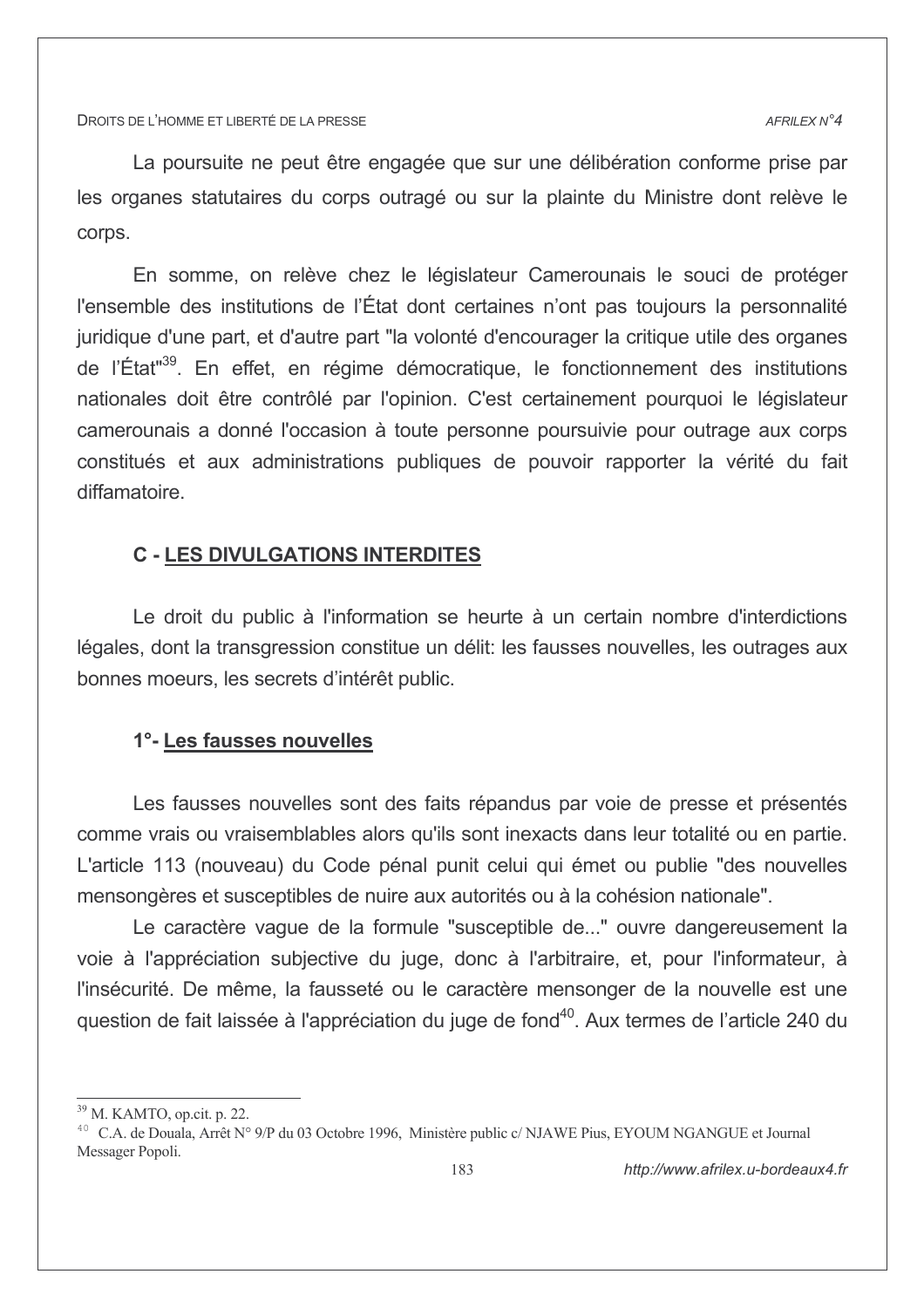La poursuite ne peut être engagée que sur une délibération conforme prise par les organes statutaires du corps outragé ou sur la plainte du Ministre dont relève le corps.

En somme, on relève chez le législateur Camerounais le souci de protéger l'ensemble des institutions de l'État dont certaines n'ont pas toujours la personnalité juridique d'une part, et d'autre part "la volonté d'encourager la critique utile des organes de l'État"[39]. En effet, en régime démocratique, le fonctionnement des institutions nationales doit être contrôlé par l'opinion. C'est certainement pourquoi le législateur camerounais a donné l'occasion à toute personne poursuivie pour outrage aux corps constitués et aux administrations publiques de pouvoir rapporter la vérité du fait diffamatoire.

### C - LES DIVULGATIONS INTERDITES

Le droit du public à l'information se heurte à un certain nombre d'interdictions légales, dont la transgression constitue un délit: les fausses nouvelles, les outrages aux bonnes moeurs, les secrets d'intérêt public.

#### 1°- Les fausses nouvelles

Les fausses nouvelles sont des faits répandus par voie de presse et présentés comme vrais ou vraisemblables alors qu'ils sont inexacts dans leur totalité ou en partie. L'article 113 (nouveau) du Code pénal punit celui qui émet ou publie "des nouvelles mensongères et susceptibles de nuire aux autorités ou à la cohésion nationale".

Le caractère vague de la formule "susceptible de..." ouvre dangereusement la voie à l'appréciation subjective du juge, donc à l'arbitraire, et, pour l'informateur, à l'insécurité. De même, la fausseté ou le caractère mensonger de la nouvelle est une question de fait laissée à l'appréciation du juge de fond[40]. Aux termes de l'article 240 du

---

[39] M. KAMTO, op.cit. p. 22.

[40] C.A. de Douala, Arrêt N° 9/P du 03 Octobre 1996, Ministère public c/ NJAWE Pius, EYOUM NGANGUE et Journal Messager Popoli.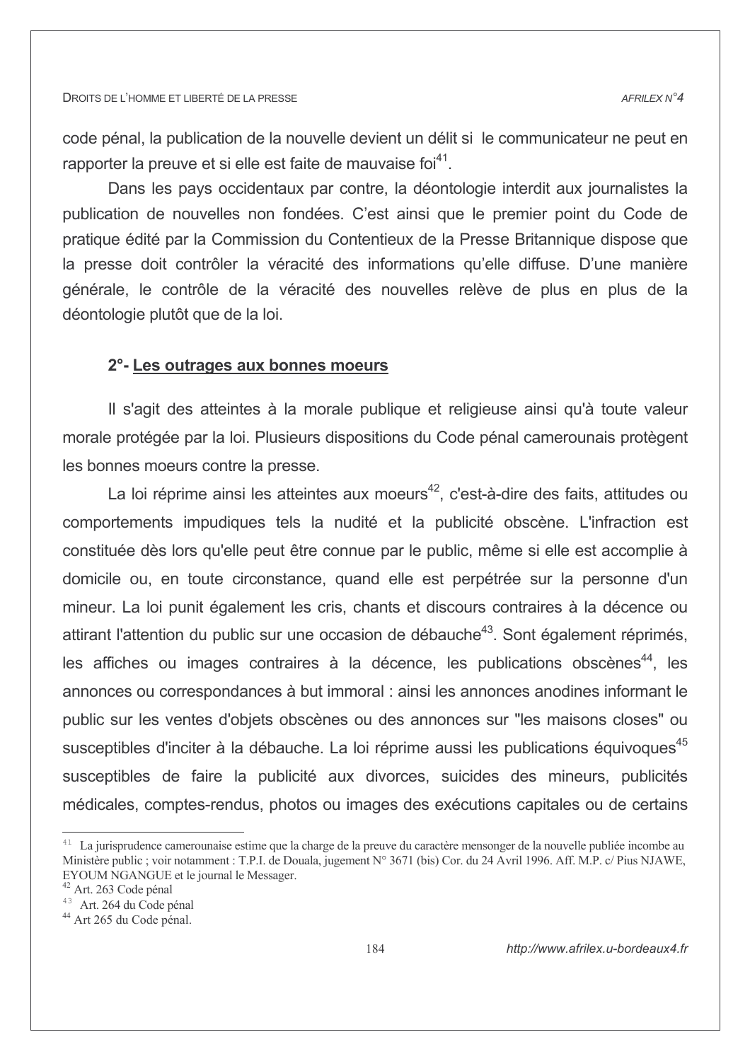code pénal, la publication de la nouvelle devient un délit si le communicateur ne peut en rapporter la preuve et si elle est faite de mauvaise foi[41].

Dans les pays occidentaux par contre, la déontologie interdit aux journalistes la publication de nouvelles non fondées. C'est ainsi que le premier point du Code de pratique édité par la Commission du Contentieux de la Presse Britannique dispose que la presse doit contrôler la véracité des informations qu'elle diffuse. D'une manière générale, le contrôle de la véracité des nouvelles relève de plus en plus de la déontologie plutôt que de la loi.

### 2°- <u>Les outrages aux bonnes moeurs</u>

Il s'agit des atteintes à la morale publique et religieuse ainsi qu'à toute valeur morale protégée par la loi. Plusieurs dispositions du Code pénal camerounais protègent les bonnes moeurs contre la presse.

La loi réprime ainsi les atteintes aux moeurs[42], c'est-à-dire des faits, attitudes ou comportements impudiques tels la nudité et la publicité obscène. L'infraction est constituée dès lors qu'elle peut être connue par le public, même si elle est accomplie à domicile ou, en toute circonstance, quand elle est perpétrée sur la personne d'un mineur. La loi punit également les cris, chants et discours contraires à la décence ou attirant l'attention du public sur une occasion de débauche[43]. Sont également réprimés, les affiches ou images contraires à la décence, les publications obscènes[44], les annonces ou correspondances à but immoral : ainsi les annonces anodines informant le public sur les ventes d'objets obscènes ou des annonces sur "les maisons closes" ou susceptibles d'inciter à la débauche. La loi réprime aussi les publications équivoques[45] susceptibles de faire la publicité aux divorces, suicides des mineurs, publicités médicales, comptes-rendus, photos ou images des exécutions capitales ou de certains

---

[41] La jurisprudence camerounaise estime que la charge de la preuve du caractère mensonger de la nouvelle publiée incombe au Ministère public ; voir notamment : T.P.I. de Douala, jugement N° 3671 (bis) Cor. du 24 Avril 1996. Aff. M.P. c/ Pius NJAWE, EYOUM NGANGUE et le journal le Messager.

[42] Art. 263 Code pénal

[43] Art. 264 du Code pénal

[44] Art 265 du Code pénal.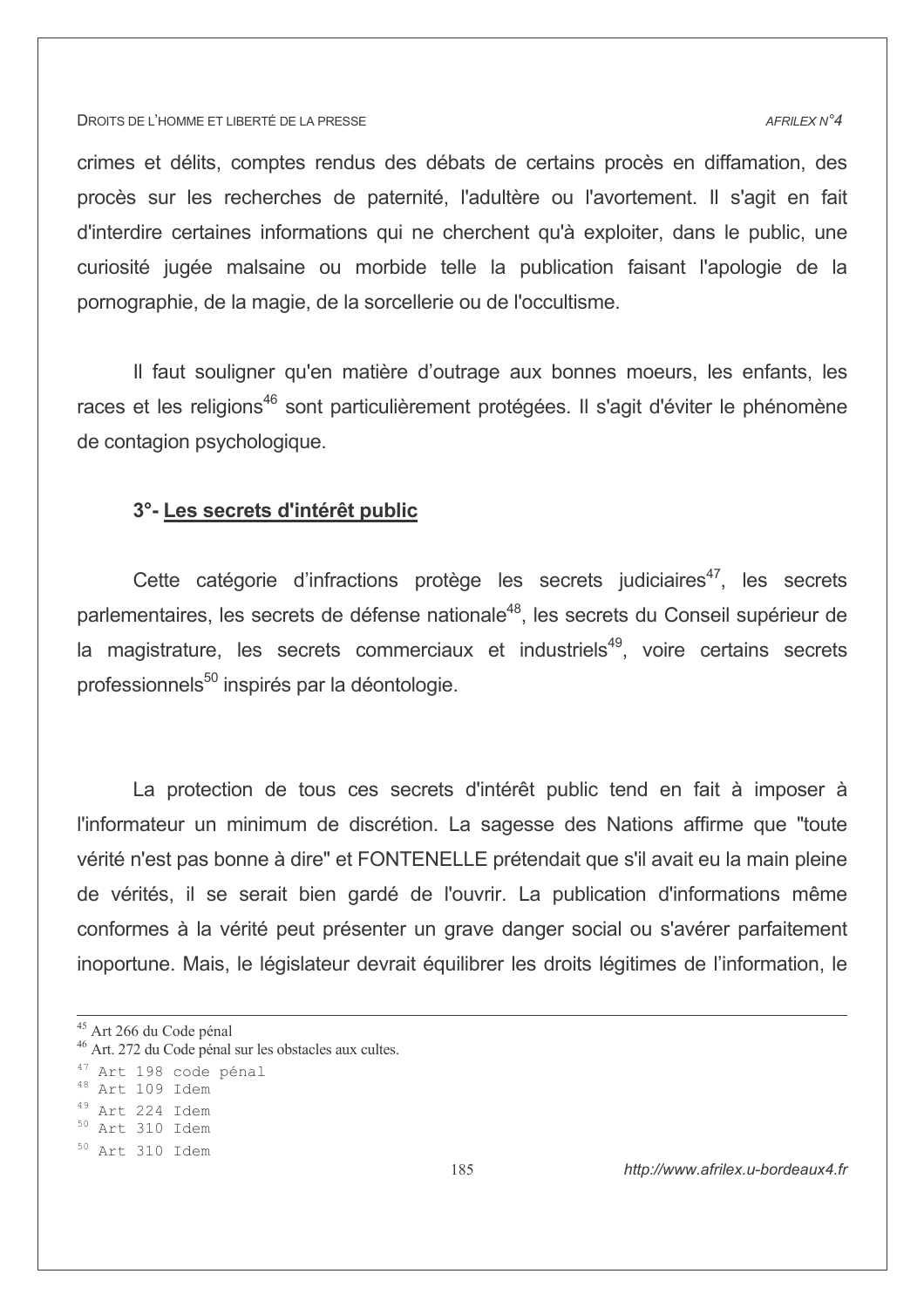crimes et délits, comptes rendus des débats de certains procès en diffamation, des procès sur les recherches de paternité, l'adultère ou l'avortement. Il s'agit en fait d'interdire certaines informations qui ne cherchent qu'à exploiter, dans le public, une curiosité jugée malsaine ou morbide telle la publication faisant l'apologie de la pornographie, de la magie, de la sorcellerie ou de l'occultisme.

Il faut souligner qu'en matière d'outrage aux bonnes moeurs, les enfants, les races et les religions[46] sont particulièrement protégées. Il s'agit d'éviter le phénomène de contagion psychologique.

### 3°- Les secrets d'intérêt public

Cette catégorie d'infractions protège les secrets judiciaires[47], les secrets parlementaires, les secrets de défense nationale[48], les secrets du Conseil supérieur de la magistrature, les secrets commerciaux et industriels[49], voire certains secrets professionnels[50] inspirés par la déontologie.

La protection de tous ces secrets d'intérêt public tend en fait à imposer à l'informateur un minimum de discrétion. La sagesse des Nations affirme que "toute vérité n'est pas bonne à dire" et FONTENELLE prétendait que s'il avait eu la main pleine de vérités, il se serait bien gardé de l'ouvrir. La publication d'informations même conformes à la vérité peut présenter un grave danger social ou s'avérer parfaitement inoportune. Mais, le législateur devrait équilibrer les droits légitimes de l'information, le

---

[45] Art 266 du Code pénal

[46] Art. 272 du Code pénal sur les obstacles aux cultes.

[47] Art 198 code pénal

[48] Art 109 Idem

[49] Art 224 Idem

[50] Art 310 Idem

[50] Art 310 Idem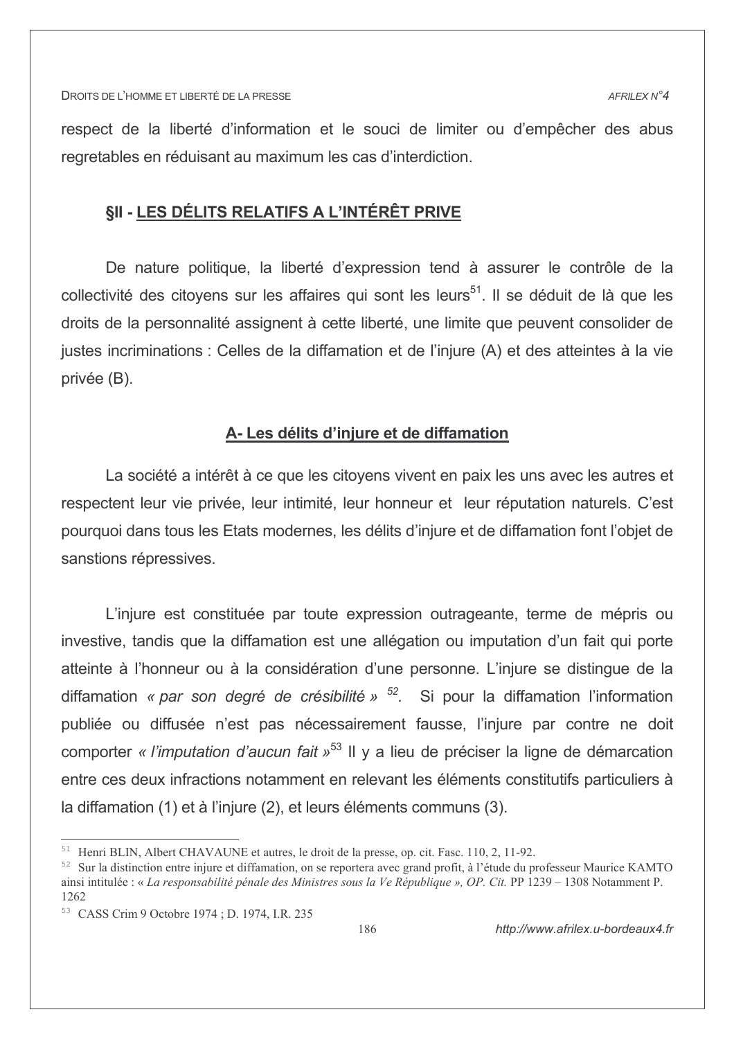respect de la liberté d'information et le souci de limiter ou d'empêcher des abus regretables en réduisant au maximum les cas d'interdiction.

## §II - LES DÉLITS RELATIFS A L'INTÉRÊT PRIVE

De nature politique, la liberté d'expression tend à assurer le contrôle de la collectivité des citoyens sur les affaires qui sont les leurs[51]. Il se déduit de là que les droits de la personnalité assignent à cette liberté, une limite que peuvent consolider de justes incriminations : Celles de la diffamation et de l'injure (A) et des atteintes à la vie privée (B).

### A- Les délits d'injure et de diffamation

La société a intérêt à ce que les citoyens vivent en paix les uns avec les autres et respectent leur vie privée, leur intimité, leur honneur et leur réputation naturels. C'est pourquoi dans tous les Etats modernes, les délits d'injure et de diffamation font l'objet de sanstions répressives.

L'injure est constituée par toute expression outrageante, terme de mépris ou investive, tandis que la diffamation est une allégation ou imputation d'un fait qui porte atteinte à l'honneur ou à la considération d'une personne. L'injure se distingue de la diffamation *« par son degré de crésibilité »* [52]. Si pour la diffamation l'information publiée ou diffusée n'est pas nécessairement fausse, l'injure par contre ne doit comporter *« l'imputation d'aucun fait »*[53] Il y a lieu de préciser la ligne de démarcation entre ces deux infractions notamment en relevant les éléments constitutifs particuliers à la diffamation (1) et à l'injure (2), et leurs éléments communs (3).

---

[51] Henri BLIN, Albert CHAVAUNE et autres, le droit de la presse, op. cit. Fasc. 110, 2, 11-92.

[52] Sur la distinction entre injure et diffamation, on se reportera avec grand profit, à l'étude du professeur Maurice KAMTO ainsi intitulée : « *La responsabilité pénale des Ministres sous la Ve République », OP. Cit.* PP 1239 – 1308 Notamment P. 1262

[53] CASS Crim 9 Octobre 1974 ; D. 1974, I.R. 235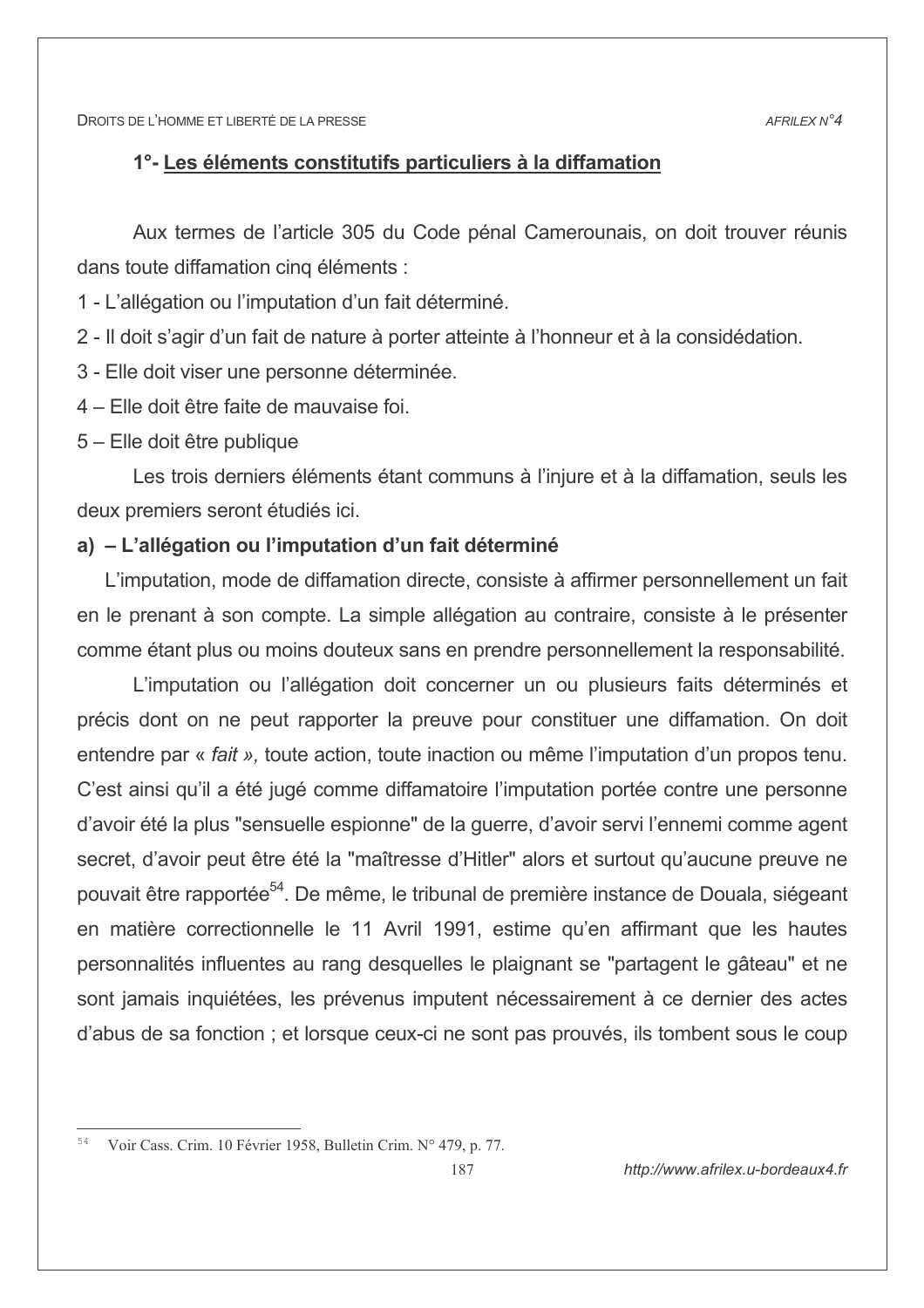### 1°- Les éléments constitutifs particuliers à la diffamation

Aux termes de l'article 305 du Code pénal Camerounais, on doit trouver réunis dans toute diffamation cinq éléments :

1 - L'allégation ou l'imputation d'un fait déterminé.

2 - Il doit s'agir d'un fait de nature à porter atteinte à l'honneur et à la considédation.

3 - Elle doit viser une personne déterminée.

4 – Elle doit être faite de mauvaise foi.

5 – Elle doit être publique

Les trois derniers éléments étant communs à l'injure et à la diffamation, seuls les deux premiers seront étudiés ici.

**a) – L'allégation ou l'imputation d'un fait déterminé**

L'imputation, mode de diffamation directe, consiste à affirmer personnellement un fait en le prenant à son compte. La simple allégation au contraire, consiste à le présenter comme étant plus ou moins douteux sans en prendre personnellement la responsabilité.

L'imputation ou l'allégation doit concerner un ou plusieurs faits déterminés et précis dont on ne peut rapporter la preuve pour constituer une diffamation. On doit entendre par « *fait »,* toute action, toute inaction ou même l'imputation d'un propos tenu. C'est ainsi qu'il a été jugé comme diffamatoire l'imputation portée contre une personne d'avoir été la plus "sensuelle espionne" de la guerre, d'avoir servi l'ennemi comme agent secret, d'avoir peut être été la "maîtresse d'Hitler" alors et surtout qu'aucune preuve ne pouvait être rapportée[54]. De même, le tribunal de première instance de Douala, siégeant en matière correctionnelle le 11 Avril 1991, estime qu'en affirmant que les hautes personnalités influentes au rang desquelles le plaignant se "partagent le gâteau" et ne sont jamais inquiétées, les prévenus imputent nécessairement à ce dernier des actes d'abus de sa fonction ; et lorsque ceux-ci ne sont pas prouvés, ils tombent sous le coup

---

[54] Voir Cass. Crim. 10 Février 1958, Bulletin Crim. N° 479, p. 77.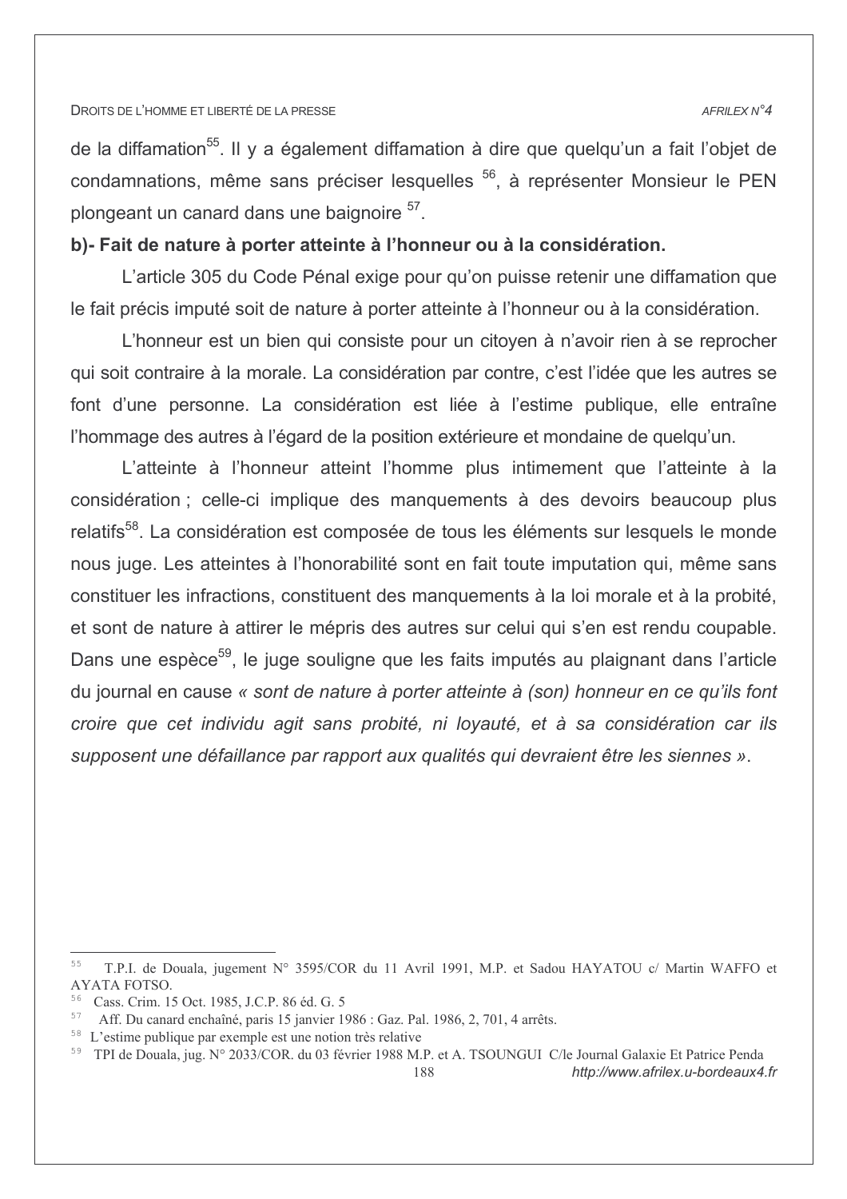de la diffamation[55]. Il y a également diffamation à dire que quelqu'un a fait l'objet de condamnations, même sans préciser lesquelles [56], à représenter Monsieur le PEN plongeant un canard dans une baignoire [57].

**b)- Fait de nature à porter atteinte à l'honneur ou à la considération.**

L'article 305 du Code Pénal exige pour qu'on puisse retenir une diffamation que le fait précis imputé soit de nature à porter atteinte à l'honneur ou à la considération.

L'honneur est un bien qui consiste pour un citoyen à n'avoir rien à se reprocher qui soit contraire à la morale. La considération par contre, c'est l'idée que les autres se font d'une personne. La considération est liée à l'estime publique, elle entraîne l'hommage des autres à l'égard de la position extérieure et mondaine de quelqu'un.

L'atteinte à l'honneur atteint l'homme plus intimement que l'atteinte à la considération ; celle-ci implique des manquements à des devoirs beaucoup plus relatifs[58]. La considération est composée de tous les éléments sur lesquels le monde nous juge. Les atteintes à l'honorabilité sont en fait toute imputation qui, même sans constituer les infractions, constituent des manquements à la loi morale et à la probité, et sont de nature à attirer le mépris des autres sur celui qui s'en est rendu coupable. Dans une espèce[59], le juge souligne que les faits imputés au plaignant dans l'article du journal en cause *« sont de nature à porter atteinte à (son) honneur en ce qu'ils font croire que cet individu agit sans probité, ni loyauté, et à sa considération car ils supposent une défaillance par rapport aux qualités qui devraient être les siennes »*.

---

[55] T.P.I. de Douala, jugement N° 3595/COR du 11 Avril 1991, M.P. et Sadou HAYATOU c/ Martin WAFFO et AYATA FOTSO.

[56] Cass. Crim. 15 Oct. 1985, J.C.P. 86 éd. G. 5

[57] Aff. Du canard enchaîné, paris 15 janvier 1986 : Gaz. Pal. 1986, 2, 701, 4 arrêts.

[58] L'estime publique par exemple est une notion très relative

[59] TPI de Douala, jug. N° 2033/COR. du 03 février 1988 M.P. et A. TSOUNGUI C/le Journal Galaxie Et Patrice Penda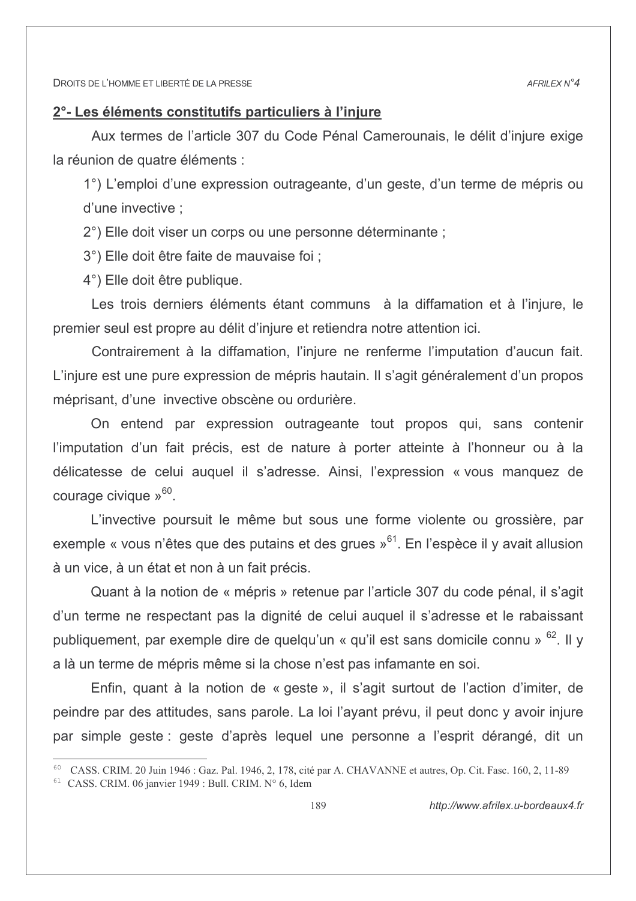## 2°- Les éléments constitutifs particuliers à l'injure

Aux termes de l'article 307 du Code Pénal Camerounais, le délit d'injure exige la réunion de quatre éléments :

1°) L'emploi d'une expression outrageante, d'un geste, d'un terme de mépris ou d'une invective ;

2°) Elle doit viser un corps ou une personne déterminante ;

3°) Elle doit être faite de mauvaise foi ;

4°) Elle doit être publique.

Les trois derniers éléments étant communs à la diffamation et à l'injure, le premier seul est propre au délit d'injure et retiendra notre attention ici.

Contrairement à la diffamation, l'injure ne renferme l'imputation d'aucun fait. L'injure est une pure expression de mépris hautain. Il s'agit généralement d'un propos méprisant, d'une invective obscène ou ordurière.

On entend par expression outrageante tout propos qui, sans contenir l'imputation d'un fait précis, est de nature à porter atteinte à l'honneur ou à la délicatesse de celui auquel il s'adresse. Ainsi, l'expression « vous manquez de courage civique »[60].

L'invective poursuit le même but sous une forme violente ou grossière, par exemple « vous n'êtes que des putains et des grues »[61]. En l'espèce il y avait allusion à un vice, à un état et non à un fait précis.

Quant à la notion de « mépris » retenue par l'article 307 du code pénal, il s'agit d'un terme ne respectant pas la dignité de celui auquel il s'adresse et le rabaissant publiquement, par exemple dire de quelqu'un « qu'il est sans domicile connu » [62]. Il y a là un terme de mépris même si la chose n'est pas infamante en soi.

Enfin, quant à la notion de « geste », il s'agit surtout de l'action d'imiter, de peindre par des attitudes, sans parole. La loi l'ayant prévu, il peut donc y avoir injure par simple geste : geste d'après lequel une personne a l'esprit dérangé, dit un

---

[60] CASS. CRIM. 20 Juin 1946 : Gaz. Pal. 1946, 2, 178, cité par A. CHAVANNE et autres, Op. Cit. Fasc. 160, 2, 11-89

[61] CASS. CRIM. 06 janvier 1949 : Bull. CRIM. N° 6, Idem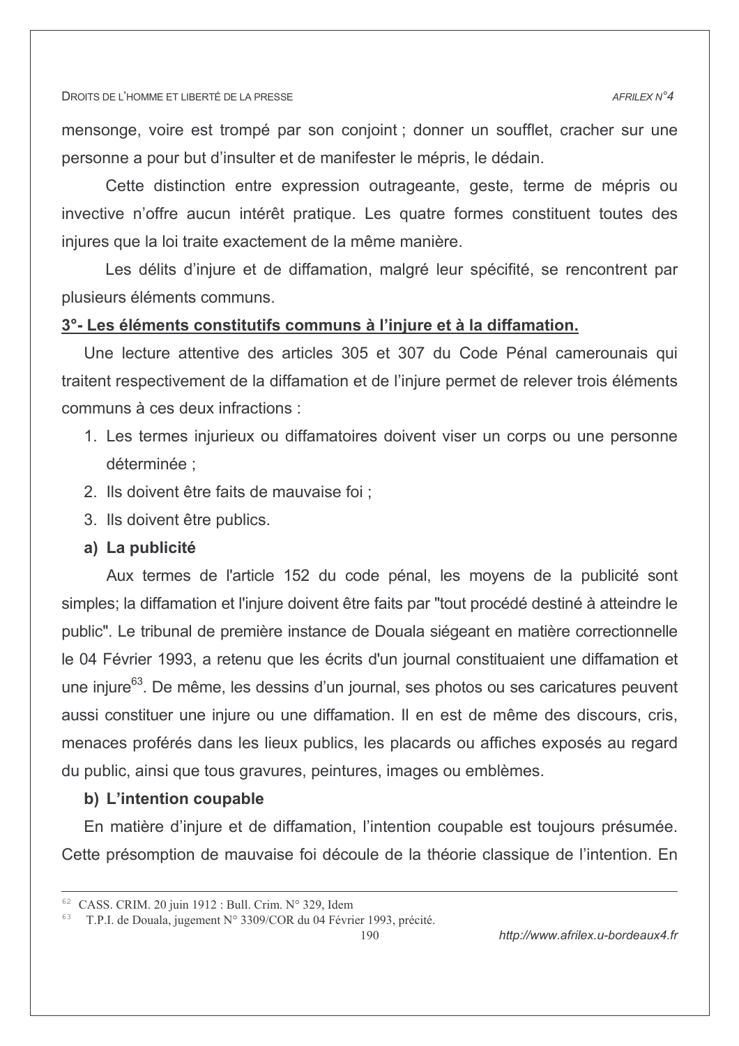mensonge, voire est trompé par son conjoint ; donner un soufflet, cracher sur une personne a pour but d'insulter et de manifester le mépris, le dédain.

Cette distinction entre expression outrageante, geste, terme de mépris ou invective n'offre aucun intérêt pratique. Les quatre formes constituent toutes des injures que la loi traite exactement de la même manière.

Les délits d'injure et de diffamation, malgré leur spécificité, se rencontrent par plusieurs éléments communs.

**3°- Les éléments constitutifs communs à l'injure et à la diffamation.**

Une lecture attentive des articles 305 et 307 du Code Pénal camerounais qui traitent respectivement de la diffamation et de l'injure permet de relever trois éléments communs à ces deux infractions :

1. Les termes injurieux ou diffamatoires doivent viser un corps ou une personne déterminée ;
2. Ils doivent être faits de mauvaise foi ;
3. Ils doivent être publics.

**a) La publicité**

Aux termes de l'article 152 du code pénal, les moyens de la publicité sont simples; la diffamation et l'injure doivent être faits par "tout procédé destiné à atteindre le public". Le tribunal de première instance de Douala siégeant en matière correctionnelle le 04 Février 1993, a retenu que les écrits d'un journal constituaient une diffamation et une injure[63]. De même, les dessins d'un journal, ses photos ou ses caricatures peuvent aussi constituer une injure ou une diffamation. Il en est de même des discours, cris, menaces proférés dans les lieux publics, les placards ou affiches exposés au regard du public, ainsi que tous gravures, peintures, images ou emblèmes.

**b) L'intention coupable**

En matière d'injure et de diffamation, l'intention coupable est toujours présumée. Cette présomption de mauvaise foi découle de la théorie classique de l'intention. En

---

[62] CASS. CRIM. 20 juin 1912 : Bull. Crim. N° 329, Idem

[63] T.P.I. de Douala, jugement N° 3309/COR du 04 Février 1993, précité.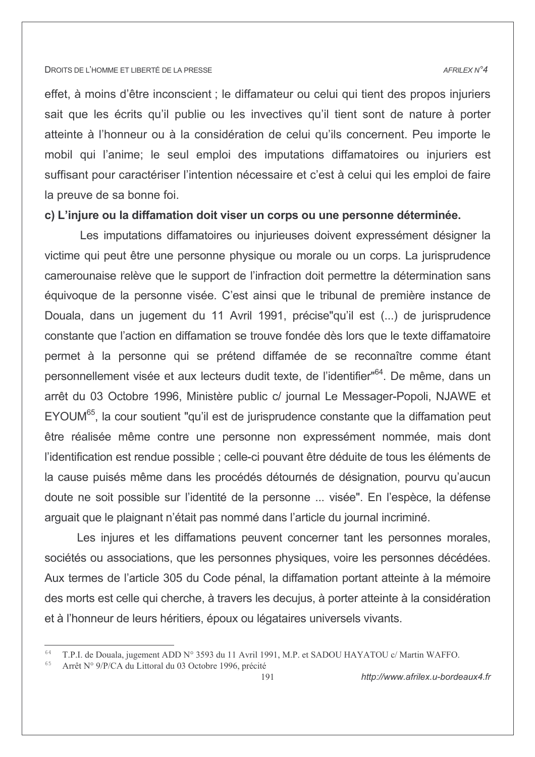effet, à moins d'être inconscient ; le diffamateur ou celui qui tient des propos injuriers sait que les écrits qu'il publie ou les invectives qu'il tient sont de nature à porter atteinte à l'honneur ou à la considération de celui qu'ils concernent. Peu importe le mobil qui l'anime; le seul emploi des imputations diffamatoires ou injuriers est suffisant pour caractériser l'intention nécessaire et c'est à celui qui les emploi de faire la preuve de sa bonne foi.

**c) L'injure ou la diffamation doit viser un corps ou une personne déterminée.**

Les imputations diffamatoires ou injurieuses doivent expressément désigner la victime qui peut être une personne physique ou morale ou un corps. La jurisprudence camerounaise relève que le support de l'infraction doit permettre la détermination sans équivoque de la personne visée. C'est ainsi que le tribunal de première instance de Douala, dans un jugement du 11 Avril 1991, précise"qu'il est (...) de jurisprudence constante que l'action en diffamation se trouve fondée dès lors que le texte diffamatoire permet à la personne qui se prétend diffamée de se reconnaître comme étant personnellement visée et aux lecteurs dudit texte, de l'identifier"[64]. De même, dans un arrêt du 03 Octobre 1996, Ministère public c/ journal Le Messager-Popoli, NJAWE et EYOUM[65], la cour soutient "qu'il est de jurisprudence constante que la diffamation peut être réalisée même contre une personne non expressément nommée, mais dont l'identification est rendue possible ; celle-ci pouvant être déduite de tous les éléments de la cause puisés même dans les procédés détournés de désignation, pourvu qu'aucun doute ne soit possible sur l'identité de la personne ... visée". En l'espèce, la défense arguait que le plaignant n'était pas nommé dans l'article du journal incriminé.

Les injures et les diffamations peuvent concerner tant les personnes morales, sociétés ou associations, que les personnes physiques, voire les personnes décédées. Aux termes de l'article 305 du Code pénal, la diffamation portant atteinte à la mémoire des morts est celle qui cherche, à travers les decujus, à porter atteinte à la considération et à l'honneur de leurs héritiers, époux ou légataires universels vivants.

---

[64] T.P.I. de Douala, jugement ADD N° 3593 du 11 Avril 1991, M.P. et SADOU HAYATOU c/ Martin WAFFO.

[65] Arrêt N° 9/P/CA du Littoral du 03 Octobre 1996, précité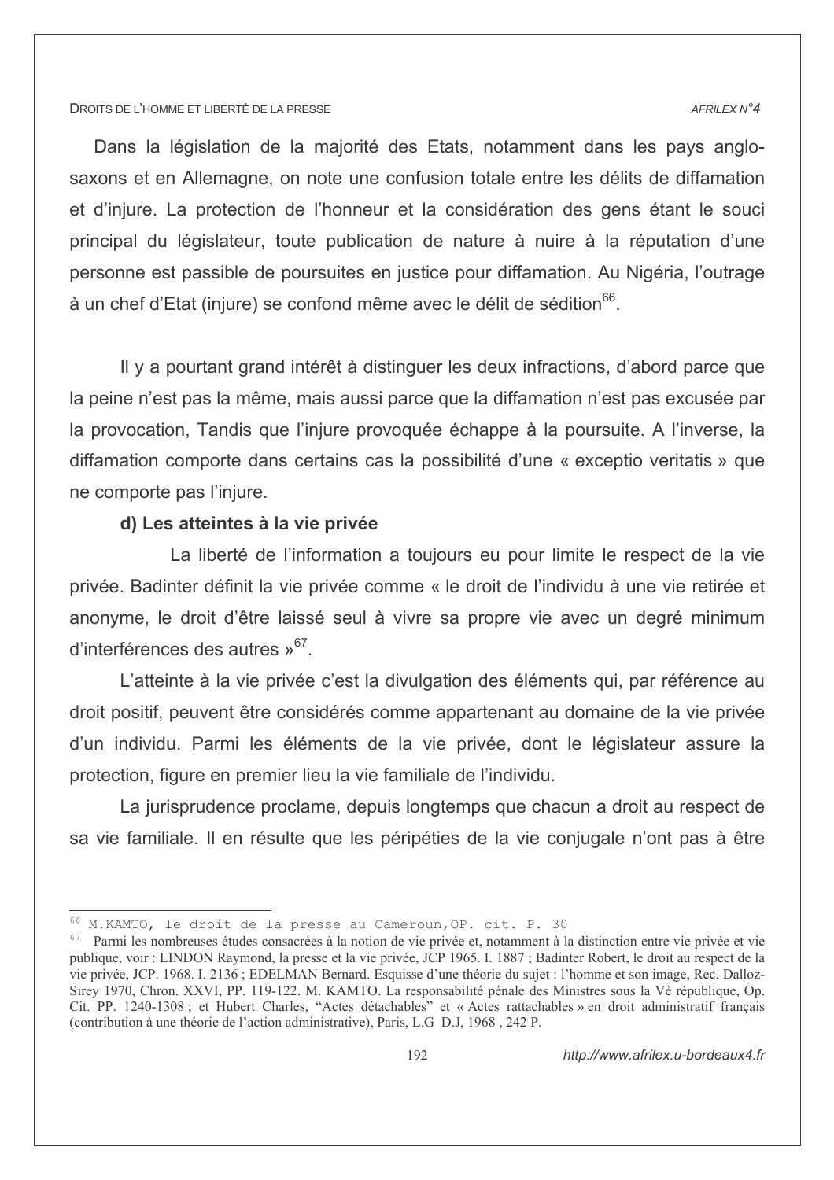Dans la législation de la majorité des Etats, notamment dans les pays anglo-saxons et en Allemagne, on note une confusion totale entre les délits de diffamation et d'injure. La protection de l'honneur et la considération des gens étant le souci principal du législateur, toute publication de nature à nuire à la réputation d'une personne est passible de poursuites en justice pour diffamation. Au Nigéria, l'outrage à un chef d'Etat (injure) se confond même avec le délit de sédition[66].

Il y a pourtant grand intérêt à distinguer les deux infractions, d'abord parce que la peine n'est pas la même, mais aussi parce que la diffamation n'est pas excusée par la provocation, Tandis que l'injure provoquée échappe à la poursuite. A l'inverse, la diffamation comporte dans certains cas la possibilité d'une « exceptio veritatis » que ne comporte pas l'injure.

#### d) Les atteintes à la vie privée

La liberté de l'information a toujours eu pour limite le respect de la vie privée. Badinter définit la vie privée comme « le droit de l'individu à une vie retirée et anonyme, le droit d'être laissé seul à vivre sa propre vie avec un degré minimum d'interférences des autres »[67].

L'atteinte à la vie privée c'est la divulgation des éléments qui, par référence au droit positif, peuvent être considérés comme appartenant au domaine de la vie privée d'un individu. Parmi les éléments de la vie privée, dont le législateur assure la protection, figure en premier lieu la vie familiale de l'individu.

La jurisprudence proclame, depuis longtemps que chacun a droit au respect de sa vie familiale. Il en résulte que les péripéties de la vie conjugale n'ont pas à être

---

[66] M.KAMTO, le droit de la presse au Cameroun,OP. cit. P. 30

[67] Parmi les nombreuses études consacrées à la notion de vie privée et, notamment à la distinction entre vie privée et vie publique, voir : LINDON Raymond, la presse et la vie privée, JCP 1965. I. 1887 ; Badinter Robert, le droit au respect de la vie privée, JCP. 1968. I. 2136 ; EDELMAN Bernard. Esquisse d'une théorie du sujet : l'homme et son image, Rec. Dalloz-Sirey 1970, Chron. XXVI, PP. 119-122. M. KAMTO. La responsabilité pénale des Ministres sous la Vè république, Op. Cit. PP. 1240-1308 ; et Hubert Charles, "Actes détachables" et « Actes rattachables » en droit administratif français (contribution à une théorie de l'action administrative), Paris, L.G D.J, 1968 , 242 P.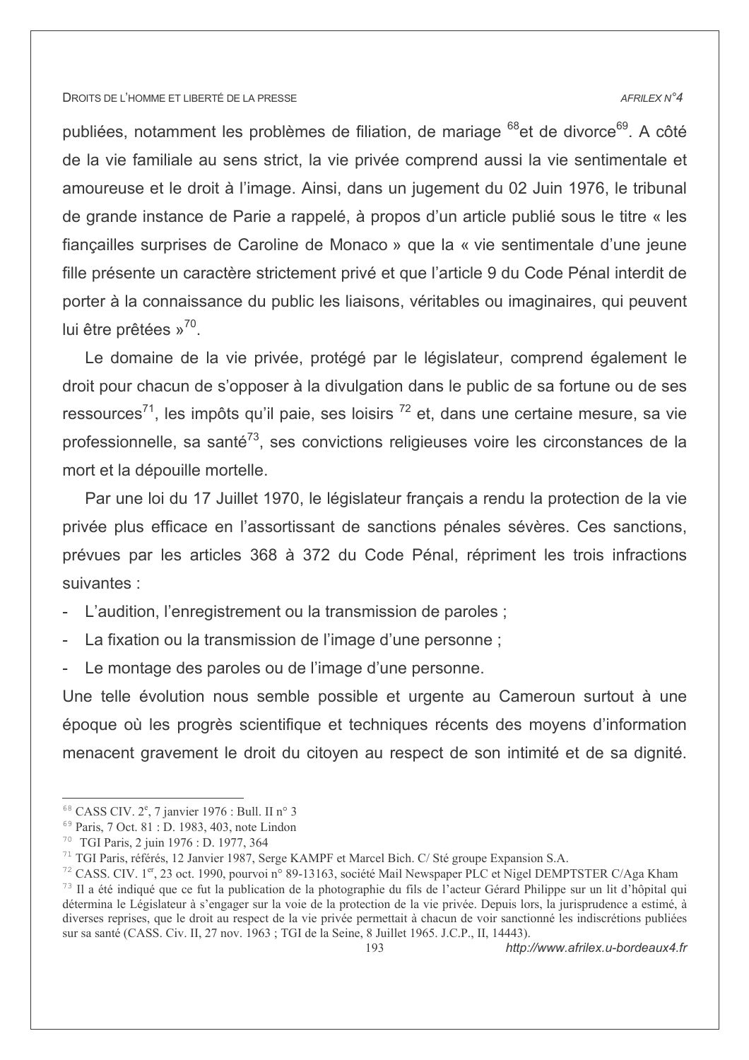publiées, notamment les problèmes de filiation, de mariage [68]et de divorce[69]. A côté de la vie familiale au sens strict, la vie privée comprend aussi la vie sentimentale et amoureuse et le droit à l'image. Ainsi, dans un jugement du 02 Juin 1976, le tribunal de grande instance de Parie a rappelé, à propos d'un article publié sous le titre « les fiançailles surprises de Caroline de Monaco » que la « vie sentimentale d'une jeune fille présente un caractère strictement privé et que l'article 9 du Code Pénal interdit de porter à la connaissance du public les liaisons, véritables ou imaginaires, qui peuvent lui être prêtées »[70].

Le domaine de la vie privée, protégé par le législateur, comprend également le droit pour chacun de s'opposer à la divulgation dans le public de sa fortune ou de ses ressources[71], les impôts qu'il paie, ses loisirs [72] et, dans une certaine mesure, sa vie professionnelle, sa santé[73], ses convictions religieuses voire les circonstances de la mort et la dépouille mortelle.

Par une loi du 17 Juillet 1970, le législateur français a rendu la protection de la vie privée plus efficace en l'assortissant de sanctions pénales sévères. Ces sanctions, prévues par les articles 368 à 372 du Code Pénal, répriment les trois infractions suivantes :

- L'audition, l'enregistrement ou la transmission de paroles ;
- La fixation ou la transmission de l'image d'une personne ;
- Le montage des paroles ou de l'image d'une personne.

Une telle évolution nous semble possible et urgente au Cameroun surtout à une époque où les progrès scientifique et techniques récents des moyens d'information menacent gravement le droit du citoyen au respect de son intimité et de sa dignité.

---

[68] CASS CIV. 2e, 7 janvier 1976 : Bull. II n° 3

[69] Paris, 7 Oct. 81 : D. 1983, 403, note Lindon

[70] TGI Paris, 2 juin 1976 : D. 1977, 364

[71] TGI Paris, référés, 12 Janvier 1987, Serge KAMPF et Marcel Bich. C/ Sté groupe Expansion S.A.

[72] CASS. CIV. 1er, 23 oct. 1990, pourvoi n° 89-13163, société Mail Newspaper PLC et Nigel DEMPTSTER C/Aga Kham

[73] Il a été indiqué que ce fut la publication de la photographie du fils de l'acteur Gérard Philippe sur un lit d'hôpital qui détermina le Législateur à s'engager sur la voie de la protection de la vie privée. Depuis lors, la jurisprudence a estimé, à diverses reprises, que le droit au respect de la vie privée permettait à chacun de voir sanctionné les indiscrétions publiées sur sa santé (CASS. Civ. II, 27 nov. 1963 ; TGI de la Seine, 8 Juillet 1965. J.C.P., II, 14443).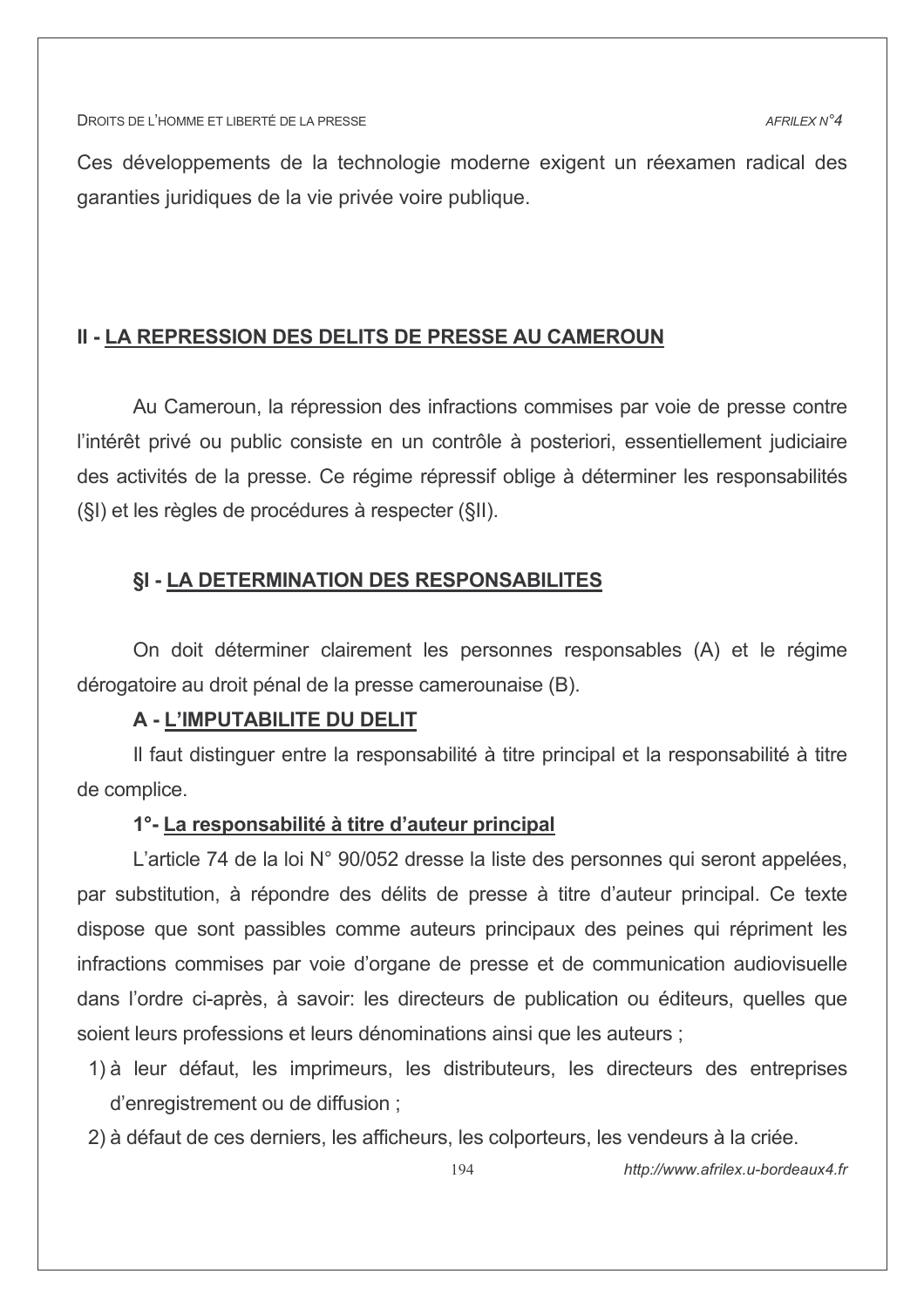Ces développements de la technologie moderne exigent un réexamen radical des garanties juridiques de la vie privée voire publique.

## II - LA REPRESSION DES DELITS DE PRESSE AU CAMEROUN

Au Cameroun, la répression des infractions commises par voie de presse contre l'intérêt privé ou public consiste en un contrôle à posteriori, essentiellement judiciaire des activités de la presse. Ce régime répressif oblige à déterminer les responsabilités (§I) et les règles de procédures à respecter (§II).

### §I - LA DETERMINATION DES RESPONSABILITES

On doit déterminer clairement les personnes responsables (A) et le régime dérogatoire au droit pénal de la presse camerounaise (B).

#### A - L'IMPUTABILITE DU DELIT

Il faut distinguer entre la responsabilité à titre principal et la responsabilité à titre de complice.

##### 1°- La responsabilité à titre d'auteur principal

L'article 74 de la loi N° 90/052 dresse la liste des personnes qui seront appelées, par substitution, à répondre des délits de presse à titre d'auteur principal. Ce texte dispose que sont passibles comme auteurs principaux des peines qui répriment les infractions commises par voie d'organe de presse et de communication audiovisuelle dans l'ordre ci-après, à savoir: les directeurs de publication ou éditeurs, quelles que soient leurs professions et leurs dénominations ainsi que les auteurs ;

1) à leur défaut, les imprimeurs, les distributeurs, les directeurs des entreprises d'enregistrement ou de diffusion ;
2) à défaut de ces derniers, les afficheurs, les colporteurs, les vendeurs à la criée.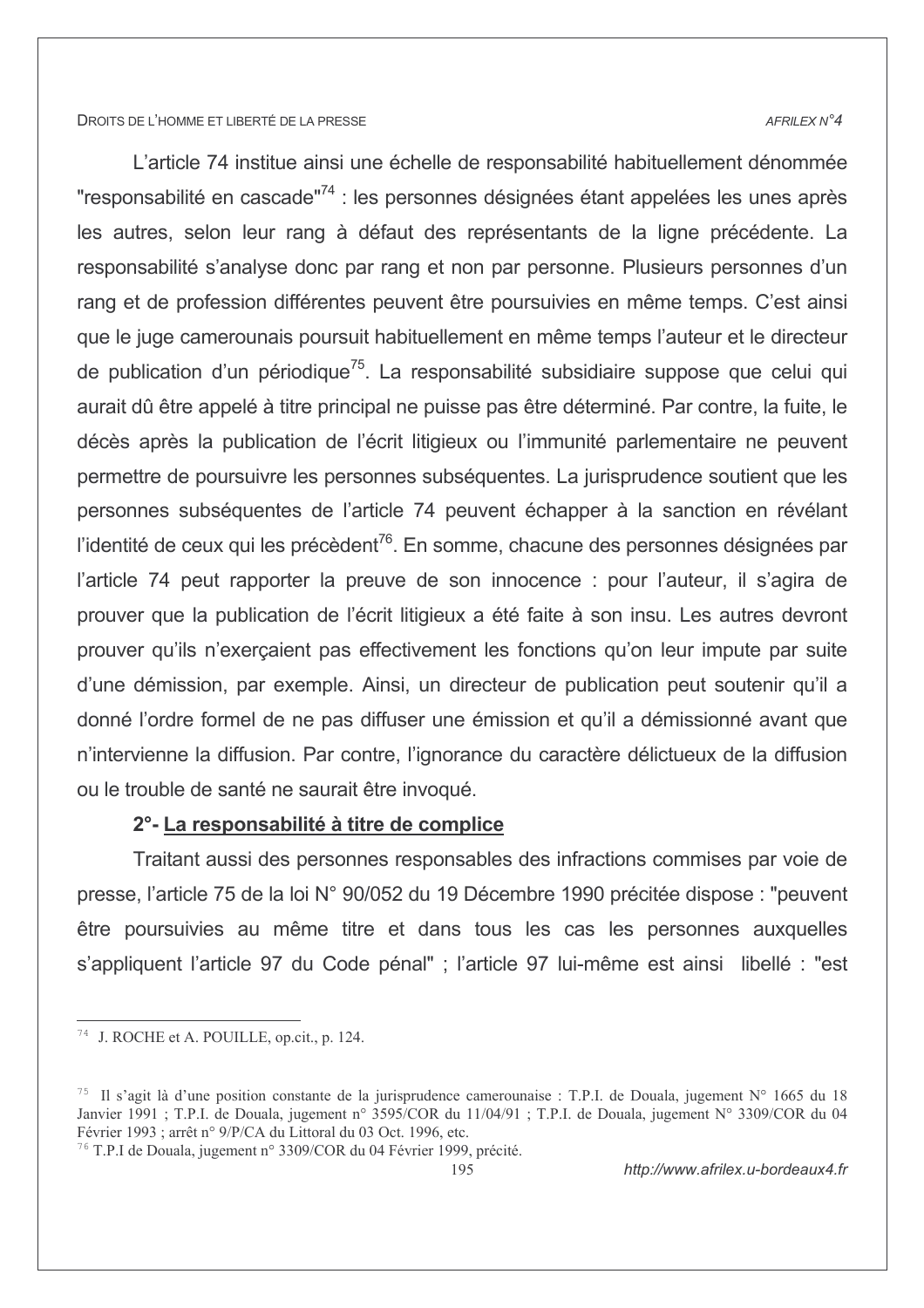L'article 74 institue ainsi une échelle de responsabilité habituellement dénommée "responsabilité en cascade"[74] : les personnes désignées étant appelées les unes après les autres, selon leur rang à défaut des représentants de la ligne précédente. La responsabilité s'analyse donc par rang et non par personne. Plusieurs personnes d'un rang et de profession différentes peuvent être poursuivies en même temps. C'est ainsi que le juge camerounais poursuit habituellement en même temps l'auteur et le directeur de publication d'un périodique[75]. La responsabilité subsidiaire suppose que celui qui aurait dû être appelé à titre principal ne puisse pas être déterminé. Par contre, la fuite, le décès après la publication de l'écrit litigieux ou l'immunité parlementaire ne peuvent permettre de poursuivre les personnes subséquentes. La jurisprudence soutient que les personnes subséquentes de l'article 74 peuvent échapper à la sanction en révélant l'identité de ceux qui les précèdent[76]. En somme, chacune des personnes désignées par l'article 74 peut rapporter la preuve de son innocence : pour l'auteur, il s'agira de prouver que la publication de l'écrit litigieux a été faite à son insu. Les autres devront prouver qu'ils n'exerçaient pas effectivement les fonctions qu'on leur impute par suite d'une démission, par exemple. Ainsi, un directeur de publication peut soutenir qu'il a donné l'ordre formel de ne pas diffuser une émission et qu'il a démissionné avant que n'intervienne la diffusion. Par contre, l'ignorance du caractère délictueux de la diffusion ou le trouble de santé ne saurait être invoqué.

### 2°- La responsabilité à titre de complice

Traitant aussi des personnes responsables des infractions commises par voie de presse, l'article 75 de la loi N° 90/052 du 19 Décembre 1990 précitée dispose : "peuvent être poursuivies au même titre et dans tous les cas les personnes auxquelles s'appliquent l'article 97 du Code pénal" ; l'article 97 lui-même est ainsi libellé : "est

---

[74] J. ROCHE et A. POUILLE, op.cit., p. 124.

[75] Il s'agit là d'une position constante de la jurisprudence camerounaise : T.P.I. de Douala, jugement N° 1665 du 18 Janvier 1991 ; T.P.I. de Douala, jugement n° 3595/COR du 11/04/91 ; T.P.I. de Douala, jugement N° 3309/COR du 04 Février 1993 ; arrêt n° 9/P/CA du Littoral du 03 Oct. 1996, etc.

[76] T.P.I de Douala, jugement n° 3309/COR du 04 Février 1999, précité.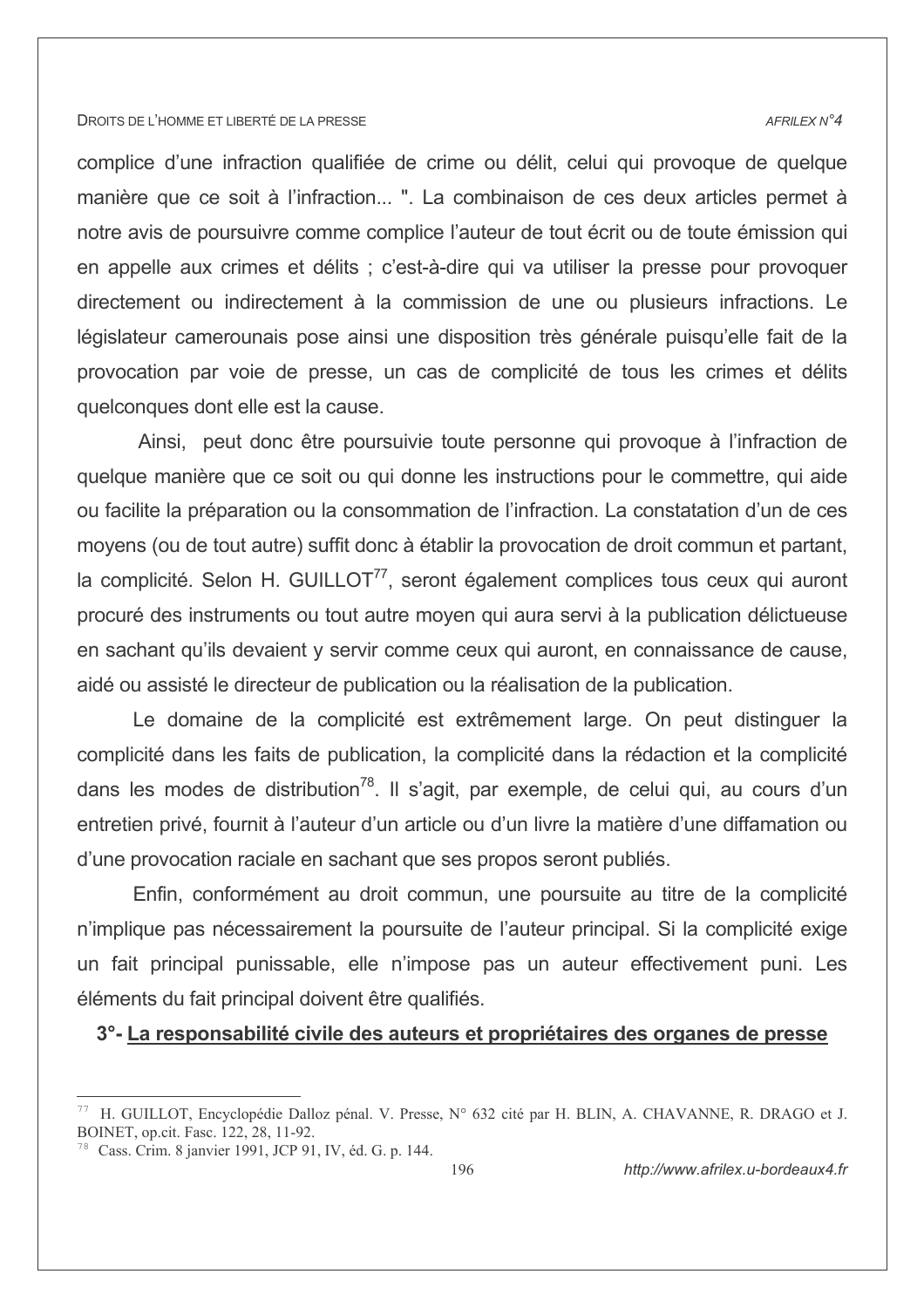complice d'une infraction qualifiée de crime ou délit, celui qui provoque de quelque manière que ce soit à l'infraction... ". La combinaison de ces deux articles permet à notre avis de poursuivre comme complice l'auteur de tout écrit ou de toute émission qui en appelle aux crimes et délits ; c'est-à-dire qui va utiliser la presse pour provoquer directement ou indirectement à la commission de une ou plusieurs infractions. Le législateur camerounais pose ainsi une disposition très générale puisqu'elle fait de la provocation par voie de presse, un cas de complicité de tous les crimes et délits quelconques dont elle est la cause.

Ainsi, peut donc être poursuivie toute personne qui provoque à l'infraction de quelque manière que ce soit ou qui donne les instructions pour le commettre, qui aide ou facilite la préparation ou la consommation de l'infraction. La constatation d'un de ces moyens (ou de tout autre) suffit donc à établir la provocation de droit commun et partant, la complicité. Selon H. GUILLOT[77], seront également complices tous ceux qui auront procuré des instruments ou tout autre moyen qui aura servi à la publication délictueuse en sachant qu'ils devaient y servir comme ceux qui auront, en connaissance de cause, aidé ou assisté le directeur de publication ou la réalisation de la publication.

Le domaine de la complicité est extrêmement large. On peut distinguer la complicité dans les faits de publication, la complicité dans la rédaction et la complicité dans les modes de distribution[78]. Il s'agit, par exemple, de celui qui, au cours d'un entretien privé, fournit à l'auteur d'un article ou d'un livre la matière d'une diffamation ou d'une provocation raciale en sachant que ses propos seront publiés.

Enfin, conformément au droit commun, une poursuite au titre de la complicité n'implique pas nécessairement la poursuite de l'auteur principal. Si la complicité exige un fait principal punissable, elle n'impose pas un auteur effectivement puni. Les éléments du fait principal doivent être qualifiés.

### 3°- La responsabilité civile des auteurs et propriétaires des organes de presse

---

[77] H. GUILLOT, Encyclopédie Dalloz pénal. V. Presse, N° 632 cité par H. BLIN, A. CHAVANNE, R. DRAGO et J. BOINET, op.cit. Fasc. 122, 28, 11-92.

[78] Cass. Crim. 8 janvier 1991, JCP 91, IV, éd. G. p. 144.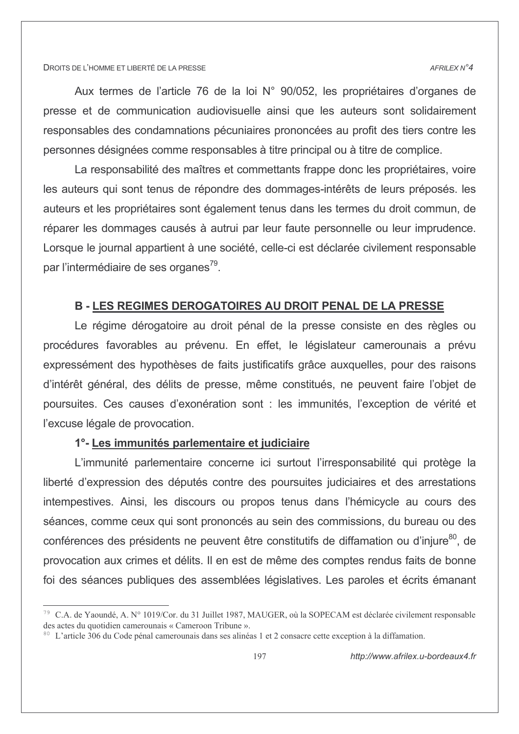Aux termes de l'article 76 de la loi N° 90/052, les propriétaires d'organes de presse et de communication audiovisuelle ainsi que les auteurs sont solidairement responsables des condamnations pécuniaires prononcées au profit des tiers contre les personnes désignées comme responsables à titre principal ou à titre de complice.

La responsabilité des maîtres et commettants frappe donc les propriétaires, voire les auteurs qui sont tenus de répondre des dommages-intérêts de leurs préposés. les auteurs et les propriétaires sont également tenus dans les termes du droit commun, de réparer les dommages causés à autrui par leur faute personnelle ou leur imprudence. Lorsque le journal appartient à une société, celle-ci est déclarée civilement responsable par l'intermédiaire de ses organes[79].

### B - LES REGIMES DEROGATOIRES AU DROIT PENAL DE LA PRESSE

Le régime dérogatoire au droit pénal de la presse consiste en des règles ou procédures favorables au prévenu. En effet, le législateur camerounais a prévu expressément des hypothèses de faits justificatifs grâce auxquelles, pour des raisons d'intérêt général, des délits de presse, même constitués, ne peuvent faire l'objet de poursuites. Ces causes d'exonération sont : les immunités, l'exception de vérité et l'excuse légale de provocation.

#### 1°- Les immunités parlementaire et judiciaire

L'immunité parlementaire concerne ici surtout l'irresponsabilité qui protège la liberté d'expression des députés contre des poursuites judiciaires et des arrestations intempestives. Ainsi, les discours ou propos tenus dans l'hémicycle au cours des séances, comme ceux qui sont prononcés au sein des commissions, du bureau ou des conférences des présidents ne peuvent être constitutifs de diffamation ou d'injure[80], de provocation aux crimes et délits. Il en est de même des comptes rendus faits de bonne foi des séances publiques des assemblées législatives. Les paroles et écrits émanant

---

[79] C.A. de Yaoundé, A. N° 1019/Cor. du 31 Juillet 1987, MAUGER, où la SOPECAM est déclarée civilement responsable des actes du quotidien camerounais « Cameroon Tribune ».

[80] L'article 306 du Code pénal camerounais dans ses alinéas 1 et 2 consacre cette exception à la diffamation.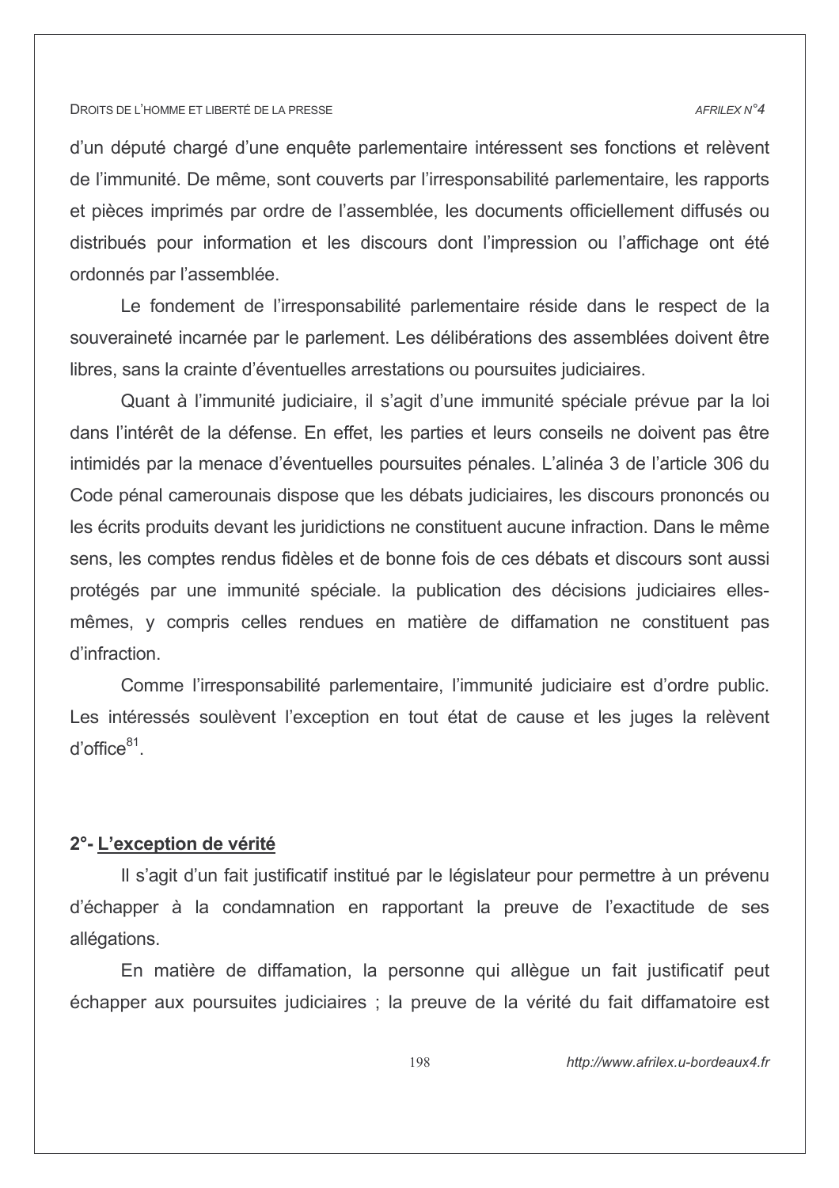d'un député chargé d'une enquête parlementaire intéressent ses fonctions et relèvent de l'immunité. De même, sont couverts par l'irresponsabilité parlementaire, les rapports et pièces imprimés par ordre de l'assemblée, les documents officiellement diffusés ou distribués pour information et les discours dont l'impression ou l'affichage ont été ordonnés par l'assemblée.

Le fondement de l'irresponsabilité parlementaire réside dans le respect de la souveraineté incarnée par le parlement. Les délibérations des assemblées doivent être libres, sans la crainte d'éventuelles arrestations ou poursuites judiciaires.

Quant à l'immunité judiciaire, il s'agit d'une immunité spéciale prévue par la loi dans l'intérêt de la défense. En effet, les parties et leurs conseils ne doivent pas être intimidés par la menace d'éventuelles poursuites pénales. L'alinéa 3 de l'article 306 du Code pénal camerounais dispose que les débats judiciaires, les discours prononcés ou les écrits produits devant les juridictions ne constituent aucune infraction. Dans le même sens, les comptes rendus fidèles et de bonne fois de ces débats et discours sont aussi protégés par une immunité spéciale. la publication des décisions judiciaires elles-mêmes, y compris celles rendues en matière de diffamation ne constituent pas d'infraction.

Comme l'irresponsabilité parlementaire, l'immunité judiciaire est d'ordre public. Les intéressés soulèvent l'exception en tout état de cause et les juges la relèvent d'office[81].

## 2°- L'exception de vérité

Il s'agit d'un fait justificatif institué par le législateur pour permettre à un prévenu d'échapper à la condamnation en rapportant la preuve de l'exactitude de ses allégations.

En matière de diffamation, la personne qui allègue un fait justificatif peut échapper aux poursuites judiciaires ; la preuve de la vérité du fait diffamatoire est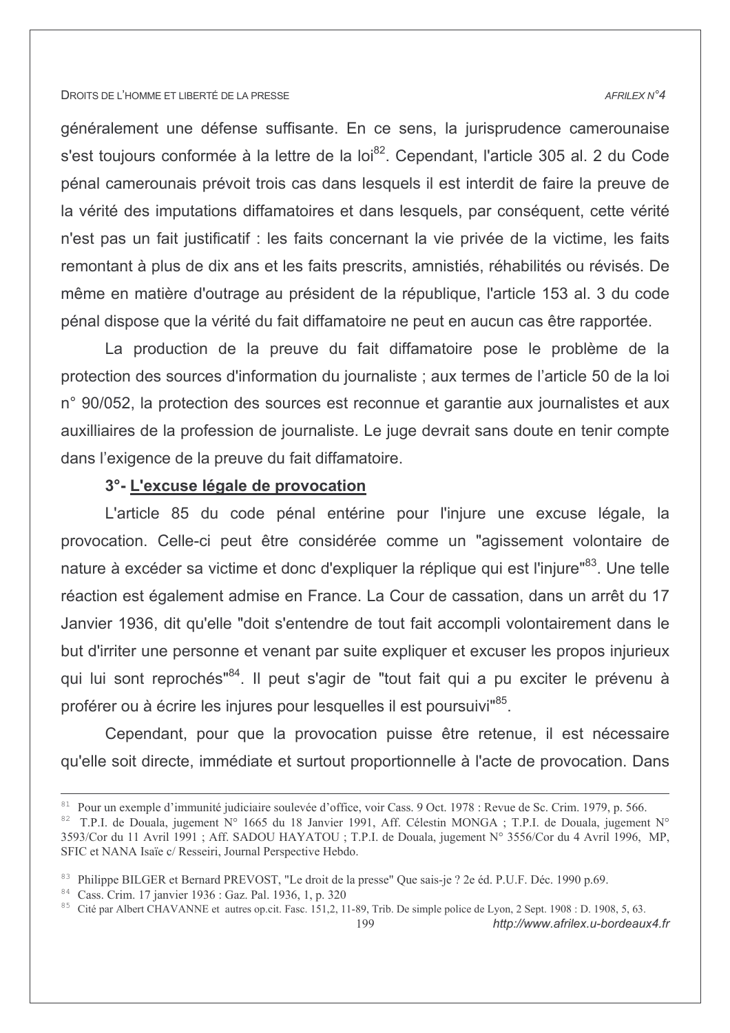généralement une défense suffisante. En ce sens, la jurisprudence camerounaise s'est toujours conformée à la lettre de la loi[82]. Cependant, l'article 305 al. 2 du Code pénal camerounais prévoit trois cas dans lesquels il est interdit de faire la preuve de la vérité des imputations diffamatoires et dans lesquels, par conséquent, cette vérité n'est pas un fait justificatif : les faits concernant la vie privée de la victime, les faits remontant à plus de dix ans et les faits prescrits, amnistiés, réhabilités ou révisés. De même en matière d'outrage au président de la république, l'article 153 al. 3 du code pénal dispose que la vérité du fait diffamatoire ne peut en aucun cas être rapportée.

La production de la preuve du fait diffamatoire pose le problème de la protection des sources d'information du journaliste ; aux termes de l'article 50 de la loi n° 90/052, la protection des sources est reconnue et garantie aux journalistes et aux auxilliaires de la profession de journaliste. Le juge devrait sans doute en tenir compte dans l'exigence de la preuve du fait diffamatoire.

### 3°- L'excuse légale de provocation

L'article 85 du code pénal entérine pour l'injure une excuse légale, la provocation. Celle-ci peut être considérée comme un "agissement volontaire de nature à excéder sa victime et donc d'expliquer la réplique qui est l'injure"[83]. Une telle réaction est également admise en France. La Cour de cassation, dans un arrêt du 17 Janvier 1936, dit qu'elle "doit s'entendre de tout fait accompli volontairement dans le but d'irriter une personne et venant par suite expliquer et excuser les propos injurieux qui lui sont reprochés"[84]. Il peut s'agir de "tout fait qui a pu exciter le prévenu à proférer ou à écrire les injures pour lesquelles il est poursuivi"[85].

Cependant, pour que la provocation puisse être retenue, il est nécessaire qu'elle soit directe, immédiate et surtout proportionnelle à l'acte de provocation. Dans

---

[81] Pour un exemple d'immunité judiciaire soulevée d'office, voir Cass. 9 Oct. 1978 : Revue de Sc. Crim. 1979, p. 566.

[82] T.P.I. de Douala, jugement N° 1665 du 18 Janvier 1991, Aff. Célestin MONGA ; T.P.I. de Douala, jugement N° 3593/Cor du 11 Avril 1991 ; Aff. SADOU HAYATOU ; T.P.I. de Douala, jugement N° 3556/Cor du 4 Avril 1996, MP, SFIC et NANA Isaïe c/ Resseiri, Journal Perspective Hebdo.

[83] Philippe BILGER et Bernard PREVOST, "Le droit de la presse" Que sais-je ? 2e éd. P.U.F. Déc. 1990 p.69.

[84] Cass. Crim. 17 janvier 1936 : Gaz. Pal. 1936, 1, p. 320

[85] Cité par Albert CHAVANNE et autres op.cit. Fasc. 151,2, 11-89, Trib. De simple police de Lyon, 2 Sept. 1908 : D. 1908, 5, 63.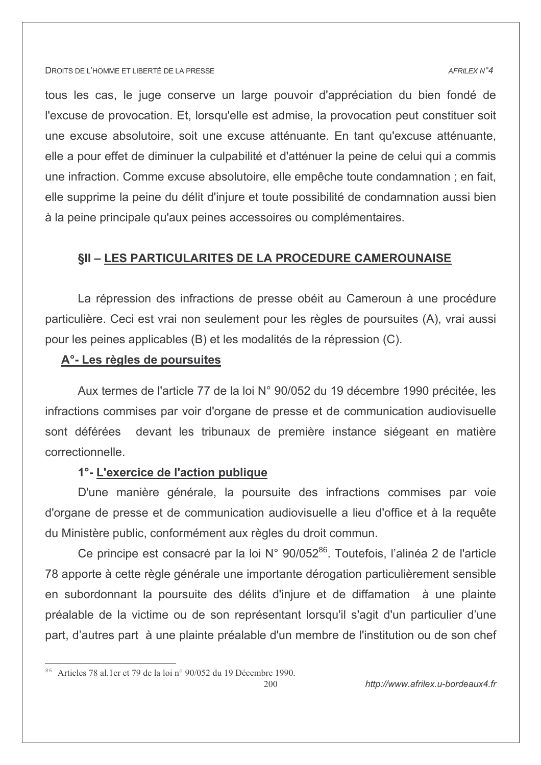tous les cas, le juge conserve un large pouvoir d'appréciation du bien fondé de l'excuse de provocation. Et, lorsqu'elle est admise, la provocation peut constituer soit une excuse absolutoire, soit une excuse atténuante. En tant qu'excuse atténuante, elle a pour effet de diminuer la culpabilité et d'atténuer la peine de celui qui a commis une infraction. Comme excuse absolutoire, elle empêche toute condamnation ; en fait, elle supprime la peine du délit d'injure et toute possibilité de condamnation aussi bien à la peine principale qu'aux peines accessoires ou complémentaires.

## §II – LES PARTICULARITES DE LA PROCEDURE CAMEROUNAISE

La répression des infractions de presse obéit au Cameroun à une procédure particulière. Ceci est vrai non seulement pour les règles de poursuites (A), vrai aussi pour les peines applicables (B) et les modalités de la répression (C).

### A°- Les règles de poursuites

Aux termes de l'article 77 de la loi N° 90/052 du 19 décembre 1990 précitée, les infractions commises par voir d'organe de presse et de communication audiovisuelle sont déférées devant les tribunaux de première instance siégeant en matière correctionnelle.

#### 1°- L'exercice de l'action publique

D'une manière générale, la poursuite des infractions commises par voie d'organe de presse et de communication audiovisuelle a lieu d'office et à la requête du Ministère public, conformément aux règles du droit commun.

Ce principe est consacré par la loi N° 90/052[86]. Toutefois, l'alinéa 2 de l'article 78 apporte à cette règle générale une importante dérogation particulièrement sensible en subordonnant la poursuite des délits d'injure et de diffamation à une plainte préalable de la victime ou de son représentant lorsqu'il s'agit d'un particulier d'une part, d'autres part à une plainte préalable d'un membre de l'institution ou de son chef

---

[86] Articles 78 al.1er et 79 de la loi n° 90/052 du 19 Décembre 1990.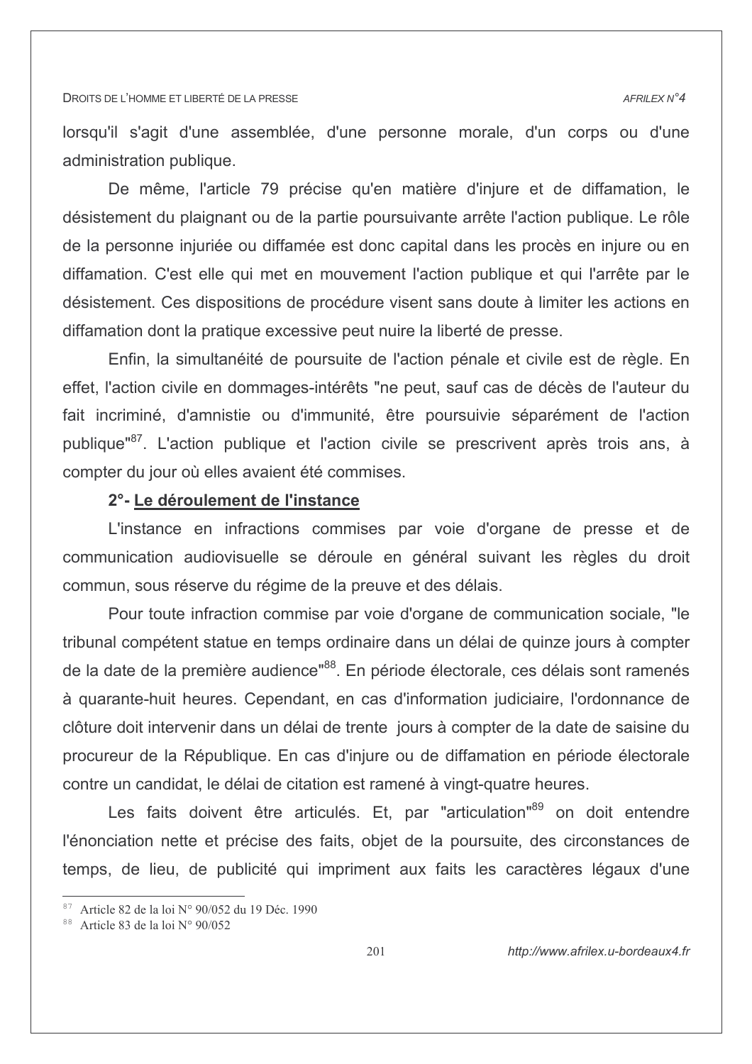lorsqu'il s'agit d'une assemblée, d'une personne morale, d'un corps ou d'une administration publique.

De même, l'article 79 précise qu'en matière d'injure et de diffamation, le désistement du plaignant ou de la partie poursuivante arrête l'action publique. Le rôle de la personne injuriée ou diffamée est donc capital dans les procès en injure ou en diffamation. C'est elle qui met en mouvement l'action publique et qui l'arrête par le désistement. Ces dispositions de procédure visent sans doute à limiter les actions en diffamation dont la pratique excessive peut nuire la liberté de presse.

Enfin, la simultanéité de poursuite de l'action pénale et civile est de règle. En effet, l'action civile en dommages-intérêts "ne peut, sauf cas de décès de l'auteur du fait incriminé, d'amnistie ou d'immunité, être poursuivie séparément de l'action publique"[87]. L'action publique et l'action civile se prescrivent après trois ans, à compter du jour où elles avaient été commises.

**2°- Le déroulement de l'instance**

L'instance en infractions commises par voie d'organe de presse et de communication audiovisuelle se déroule en général suivant les règles du droit commun, sous réserve du régime de la preuve et des délais.

Pour toute infraction commise par voie d'organe de communication sociale, "le tribunal compétent statue en temps ordinaire dans un délai de quinze jours à compter de la date de la première audience"[88]. En période électorale, ces délais sont ramenés à quarante-huit heures. Cependant, en cas d'information judiciaire, l'ordonnance de clôture doit intervenir dans un délai de trente jours à compter de la date de saisine du procureur de la République. En cas d'injure ou de diffamation en période électorale contre un candidat, le délai de citation est ramené à vingt-quatre heures.

Les faits doivent être articulés. Et, par "articulation"[89] on doit entendre l'énonciation nette et précise des faits, objet de la poursuite, des circonstances de temps, de lieu, de publicité qui impriment aux faits les caractères légaux d'une

---

[87] Article 82 de la loi N° 90/052 du 19 Déc. 1990

[88] Article 83 de la loi N° 90/052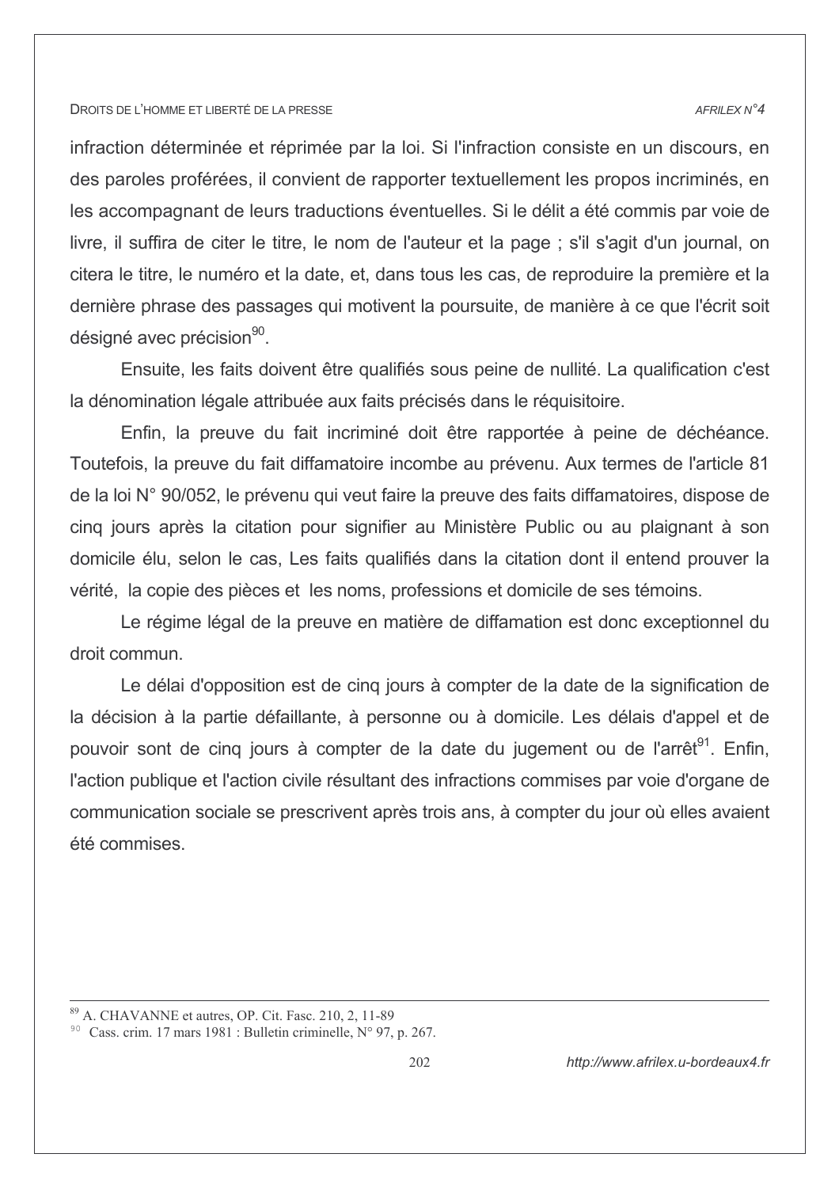infraction déterminée et réprimée par la loi. Si l'infraction consiste en un discours, en des paroles proférées, il convient de rapporter textuellement les propos incriminés, en les accompagnant de leurs traductions éventuelles. Si le délit a été commis par voie de livre, il suffira de citer le titre, le nom de l'auteur et la page ; s'il s'agit d'un journal, on citera le titre, le numéro et la date, et, dans tous les cas, de reproduire la première et la dernière phrase des passages qui motivent la poursuite, de manière à ce que l'écrit soit désigné avec précision[90].

Ensuite, les faits doivent être qualifiés sous peine de nullité. La qualification c'est la dénomination légale attribuée aux faits précisés dans le réquisitoire.

Enfin, la preuve du fait incriminé doit être rapportée à peine de déchéance. Toutefois, la preuve du fait diffamatoire incombe au prévenu. Aux termes de l'article 81 de la loi N° 90/052, le prévenu qui veut faire la preuve des faits diffamatoires, dispose de cinq jours après la citation pour signifier au Ministère Public ou au plaignant à son domicile élu, selon le cas, Les faits qualifiés dans la citation dont il entend prouver la vérité, la copie des pièces et les noms, professions et domicile de ses témoins.

Le régime légal de la preuve en matière de diffamation est donc exceptionnel du droit commun.

Le délai d'opposition est de cinq jours à compter de la date de la signification de la décision à la partie défaillante, à personne ou à domicile. Les délais d'appel et de pouvoir sont de cinq jours à compter de la date du jugement ou de l'arrêt[91]. Enfin, l'action publique et l'action civile résultant des infractions commises par voie d'organe de communication sociale se prescrivent après trois ans, à compter du jour où elles avaient été commises.

---

[89] A. CHAVANNE et autres, OP. Cit. Fasc. 210, 2, 11-89

[90] Cass. crim. 17 mars 1981 : Bulletin criminelle, N° 97, p. 267.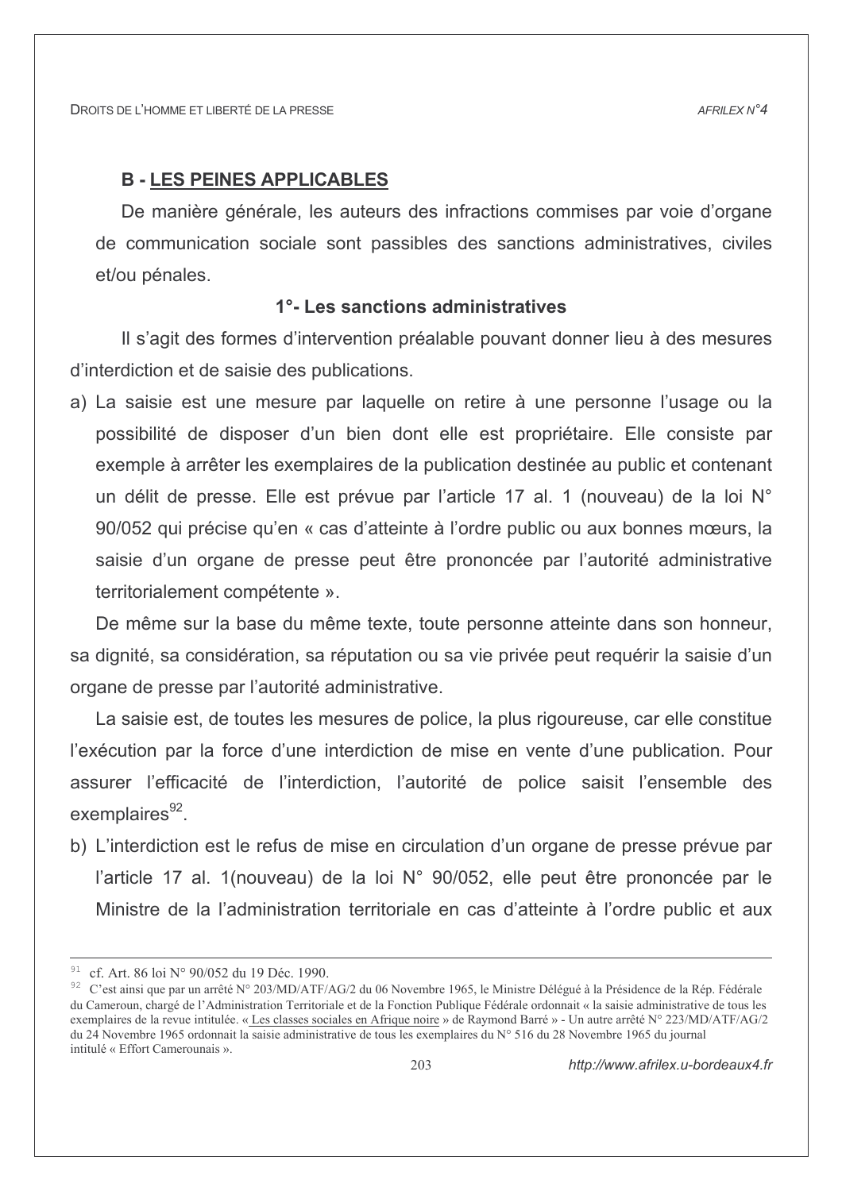### B - LES PEINES APPLICABLES

De manière générale, les auteurs des infractions commises par voie d'organe de communication sociale sont passibles des sanctions administratives, civiles et/ou pénales.

#### 1°- Les sanctions administratives

Il s'agit des formes d'intervention préalable pouvant donner lieu à des mesures d'interdiction et de saisie des publications.

a) La saisie est une mesure par laquelle on retire à une personne l'usage ou la possibilité de disposer d'un bien dont elle est propriétaire. Elle consiste par exemple à arrêter les exemplaires de la publication destinée au public et contenant un délit de presse. Elle est prévue par l'article 17 al. 1 (nouveau) de la loi N° 90/052 qui précise qu'en « cas d'atteinte à l'ordre public ou aux bonnes mœurs, la saisie d'un organe de presse peut être prononcée par l'autorité administrative territorialement compétente ».

De même sur la base du même texte, toute personne atteinte dans son honneur, sa dignité, sa considération, sa réputation ou sa vie privée peut requérir la saisie d'un organe de presse par l'autorité administrative.

La saisie est, de toutes les mesures de police, la plus rigoureuse, car elle constitue l'exécution par la force d'une interdiction de mise en vente d'une publication. Pour assurer l'efficacité de l'interdiction, l'autorité de police saisit l'ensemble des exemplaires[92].

b) L'interdiction est le refus de mise en circulation d'un organe de presse prévue par l'article 17 al. 1(nouveau) de la loi N° 90/052, elle peut être prononcée par le Ministre de la l'administration territoriale en cas d'atteinte à l'ordre public et aux

---

[91] cf. Art. 86 loi N° 90/052 du 19 Déc. 1990.

[92] C'est ainsi que par un arrêté N° 203/MD/ATF/AG/2 du 06 Novembre 1965, le Ministre Délégué à la Présidence de la Rép. Fédérale du Cameroun, chargé de l'Administration Territoriale et de la Fonction Publique Fédérale ordonnait « la saisie administrative de tous les exemplaires de la revue intitulée. « Les classes sociales en Afrique noire » de Raymond Barré » - Un autre arrêté N° 223/MD/ATF/AG/2 du 24 Novembre 1965 ordonnait la saisie administrative de tous les exemplaires du N° 516 du 28 Novembre 1965 du journal intitulé « Effort Camerounais ».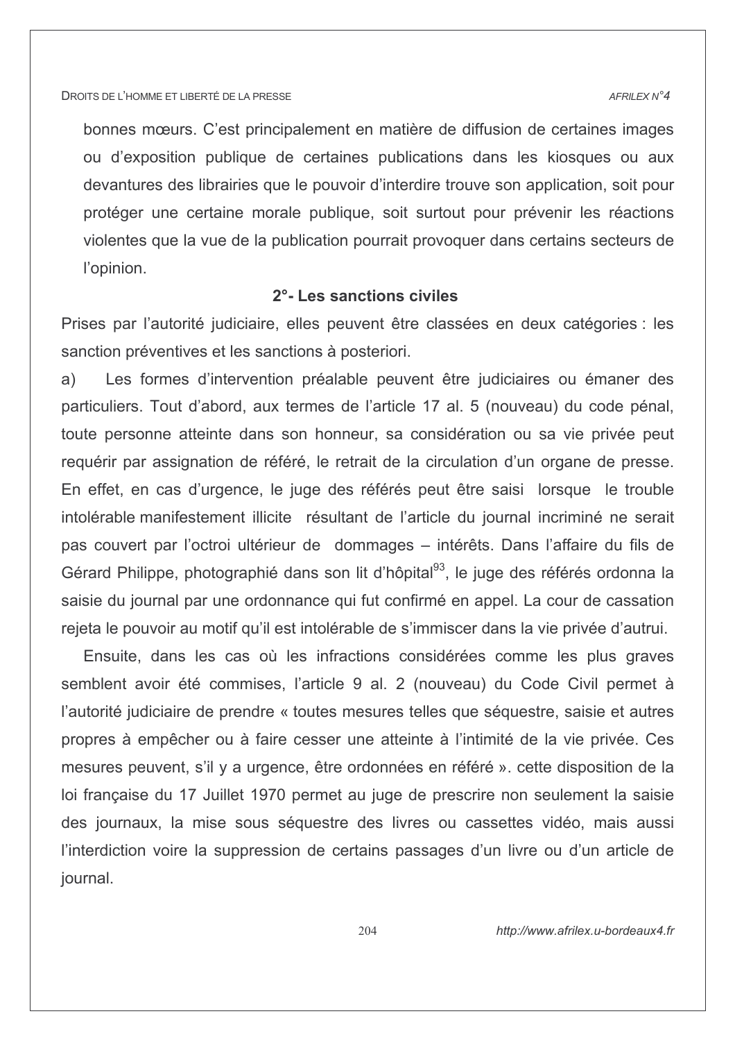bonnes mœurs. C'est principalement en matière de diffusion de certaines images ou d'exposition publique de certaines publications dans les kiosques ou aux devantures des librairies que le pouvoir d'interdire trouve son application, soit pour protéger une certaine morale publique, soit surtout pour prévenir les réactions violentes que la vue de la publication pourrait provoquer dans certains secteurs de l'opinion.

### 2°- Les sanctions civiles

Prises par l'autorité judiciaire, elles peuvent être classées en deux catégories : les sanction préventives et les sanctions à posteriori.

a) Les formes d'intervention préalable peuvent être judiciaires ou émaner des particuliers. Tout d'abord, aux termes de l'article 17 al. 5 (nouveau) du code pénal, toute personne atteinte dans son honneur, sa considération ou sa vie privée peut requérir par assignation de référé, le retrait de la circulation d'un organe de presse. En effet, en cas d'urgence, le juge des référés peut être saisi lorsque le trouble intolérable manifestement illicite résultant de l'article du journal incriminé ne serait pas couvert par l'octroi ultérieur de dommages – intérêts. Dans l'affaire du fils de Gérard Philippe, photographié dans son lit d'hôpital[93], le juge des référés ordonna la saisie du journal par une ordonnance qui fut confirmé en appel. La cour de cassation rejeta le pouvoir au motif qu'il est intolérable de s'immiscer dans la vie privée d'autrui.

Ensuite, dans les cas où les infractions considérées comme les plus graves semblent avoir été commises, l'article 9 al. 2 (nouveau) du Code Civil permet à l'autorité judiciaire de prendre « toutes mesures telles que séquestre, saisie et autres propres à empêcher ou à faire cesser une atteinte à l'intimité de la vie privée. Ces mesures peuvent, s'il y a urgence, être ordonnées en référé ». cette disposition de la loi française du 17 Juillet 1970 permet au juge de prescrire non seulement la saisie des journaux, la mise sous séquestre des livres ou cassettes vidéo, mais aussi l'interdiction voire la suppression de certains passages d'un livre ou d'un article de journal.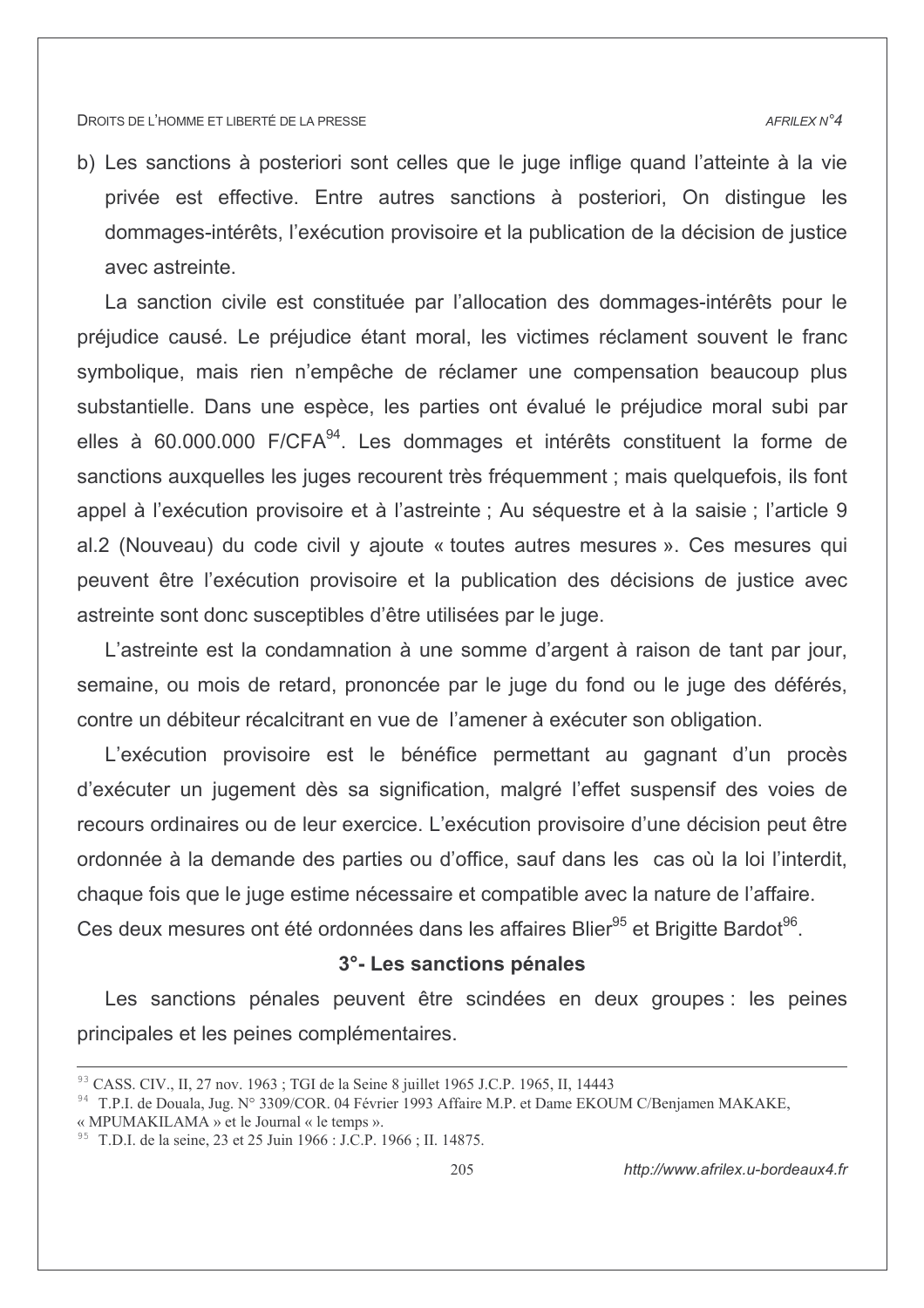b) Les sanctions à posteriori sont celles que le juge inflige quand l'atteinte à la vie privée est effective. Entre autres sanctions à posteriori, On distingue les dommages-intérêts, l'exécution provisoire et la publication de la décision de justice avec astreinte.

La sanction civile est constituée par l'allocation des dommages-intérêts pour le préjudice causé. Le préjudice étant moral, les victimes réclament souvent le franc symbolique, mais rien n'empêche de réclamer une compensation beaucoup plus substantielle. Dans une espèce, les parties ont évalué le préjudice moral subi par elles à 60.000.000 F/CFA[94]. Les dommages et intérêts constituent la forme de sanctions auxquelles les juges recourent très fréquemment ; mais quelquefois, ils font appel à l'exécution provisoire et à l'astreinte ; Au séquestre et à la saisie ; l'article 9 al.2 (Nouveau) du code civil y ajoute « toutes autres mesures ». Ces mesures qui peuvent être l'exécution provisoire et la publication des décisions de justice avec astreinte sont donc susceptibles d'être utilisées par le juge.

L'astreinte est la condamnation à une somme d'argent à raison de tant par jour, semaine, ou mois de retard, prononcée par le juge du fond ou le juge des déférés, contre un débiteur récalcitrant en vue de l'amener à exécuter son obligation.

L'exécution provisoire est le bénéfice permettant au gagnant d'un procès d'exécuter un jugement dès sa signification, malgré l'effet suspensif des voies de recours ordinaires ou de leur exercice. L'exécution provisoire d'une décision peut être ordonnée à la demande des parties ou d'office, sauf dans les cas où la loi l'interdit, chaque fois que le juge estime nécessaire et compatible avec la nature de l'affaire.
Ces deux mesures ont été ordonnées dans les affaires Blier[95] et Brigitte Bardot[96].

### 3°- Les sanctions pénales

Les sanctions pénales peuvent être scindées en deux groupes : les peines principales et les peines complémentaires.

---

[93] CASS. CIV., II, 27 nov. 1963 ; TGI de la Seine 8 juillet 1965 J.C.P. 1965, II, 14443

[94] T.P.I. de Douala, Jug. N° 3309/COR. 04 Février 1993 Affaire M.P. et Dame EKOUM C/Benjamen MAKAKE, « MPUMAKILAMA » et le Journal « le temps ».

[95] T.D.I. de la seine, 23 et 25 Juin 1966 : J.C.P. 1966 ; II. 14875.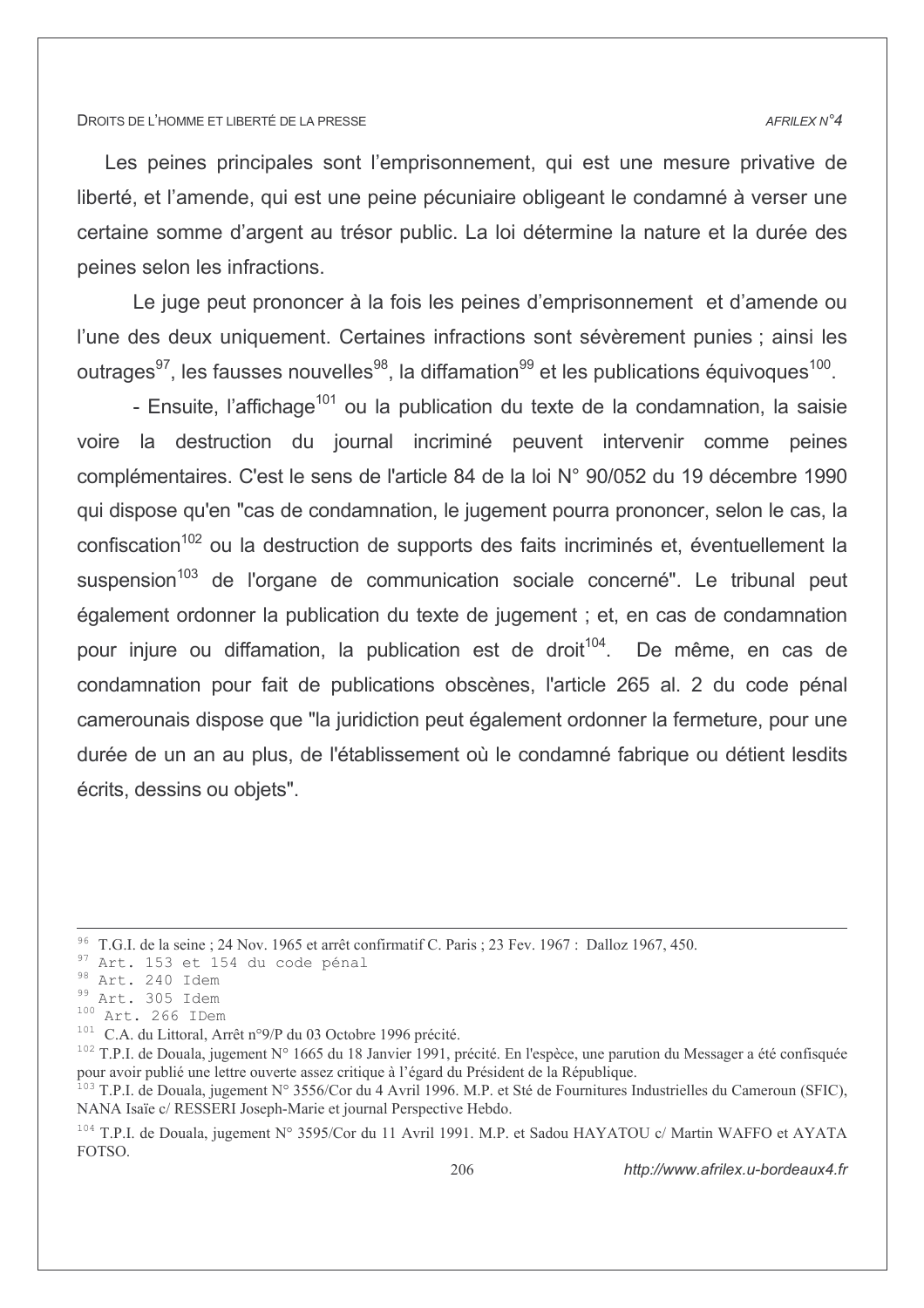Les peines principales sont l'emprisonnement, qui est une mesure privative de liberté, et l'amende, qui est une peine pécuniaire obligeant le condamné à verser une certaine somme d'argent au trésor public. La loi détermine la nature et la durée des peines selon les infractions.

Le juge peut prononcer à la fois les peines d'emprisonnement et d'amende ou l'une des deux uniquement. Certaines infractions sont sévèrement punies ; ainsi les outrages[97], les fausses nouvelles[98], la diffamation[99] et les publications équivoques[100].

- Ensuite, l'affichage[101] ou la publication du texte de la condamnation, la saisie voire la destruction du journal incriminé peuvent intervenir comme peines complémentaires. C'est le sens de l'article 84 de la loi N° 90/052 du 19 décembre 1990 qui dispose qu'en "cas de condamnation, le jugement pourra prononcer, selon le cas, la confiscation[102] ou la destruction de supports des faits incriminés et, éventuellement la suspension[103] de l'organe de communication sociale concerné". Le tribunal peut également ordonner la publication du texte de jugement ; et, en cas de condamnation pour injure ou diffamation, la publication est de droit[104]. De même, en cas de condamnation pour fait de publications obscènes, l'article 265 al. 2 du code pénal camerounais dispose que "la juridiction peut également ordonner la fermeture, pour une durée de un an au plus, de l'établissement où le condamné fabrique ou détient lesdits écrits, dessins ou objets".

---

[96] T.G.I. de la seine ; 24 Nov. 1965 et arrêt confirmatif C. Paris ; 23 Fev. 1967 : Dalloz 1967, 450.

[97] Art. 153 et 154 du code pénal

[98] Art. 240 Idem

[99] Art. 305 Idem

[100] Art. 266 IDem

[101] C.A. du Littoral, Arrêt n°9/P du 03 Octobre 1996 précité.

[102] T.P.I. de Douala, jugement N° 1665 du 18 Janvier 1991, précité. En l'espèce, une parution du Messager a été confisquée pour avoir publié une lettre ouverte assez critique à l'égard du Président de la République.

[103] T.P.I. de Douala, jugement N° 3556/Cor du 4 Avril 1996. M.P. et Sté de Fournitures Industrielles du Cameroun (SFIC), NANA Isaïe c/ RESSERI Joseph-Marie et journal Perspective Hebdo.

[104] T.P.I. de Douala, jugement N° 3595/Cor du 11 Avril 1991. M.P. et Sadou HAYATOU c/ Martin WAFFO et AYATA FOTSO.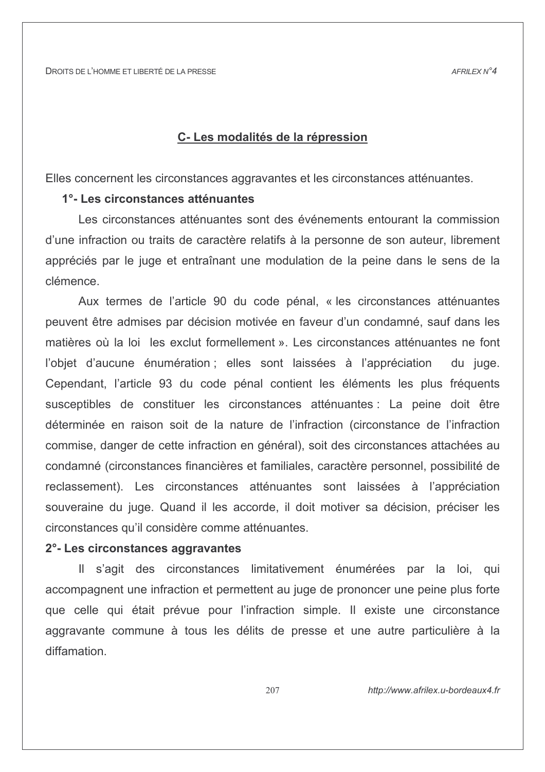## C- Les modalités de la répression

Elles concernent les circonstances aggravantes et les circonstances atténuantes.

### 1°- Les circonstances atténuantes

Les circonstances atténuantes sont des événements entourant la commission d'une infraction ou traits de caractère relatifs à la personne de son auteur, librement appréciés par le juge et entraînant une modulation de la peine dans le sens de la clémence.

Aux termes de l'article 90 du code pénal, « les circonstances atténuantes peuvent être admises par décision motivée en faveur d'un condamné, sauf dans les matières où la loi les exclut formellement ». Les circonstances atténuantes ne font l'objet d'aucune énumération ; elles sont laissées à l'appréciation du juge. Cependant, l'article 93 du code pénal contient les éléments les plus fréquents susceptibles de constituer les circonstances atténuantes : La peine doit être déterminée en raison soit de la nature de l'infraction (circonstance de l'infraction commise, danger de cette infraction en général), soit des circonstances attachées au condamné (circonstances financières et familiales, caractère personnel, possibilité de reclassement). Les circonstances atténuantes sont laissées à l'appréciation souveraine du juge. Quand il les accorde, il doit motiver sa décision, préciser les circonstances qu'il considère comme atténuantes.

### 2°- Les circonstances aggravantes

Il s'agit des circonstances limitativement énumérées par la loi, qui accompagnent une infraction et permettent au juge de prononcer une peine plus forte que celle qui était prévue pour l'infraction simple. Il existe une circonstance aggravante commune à tous les délits de presse et une autre particulière à la diffamation.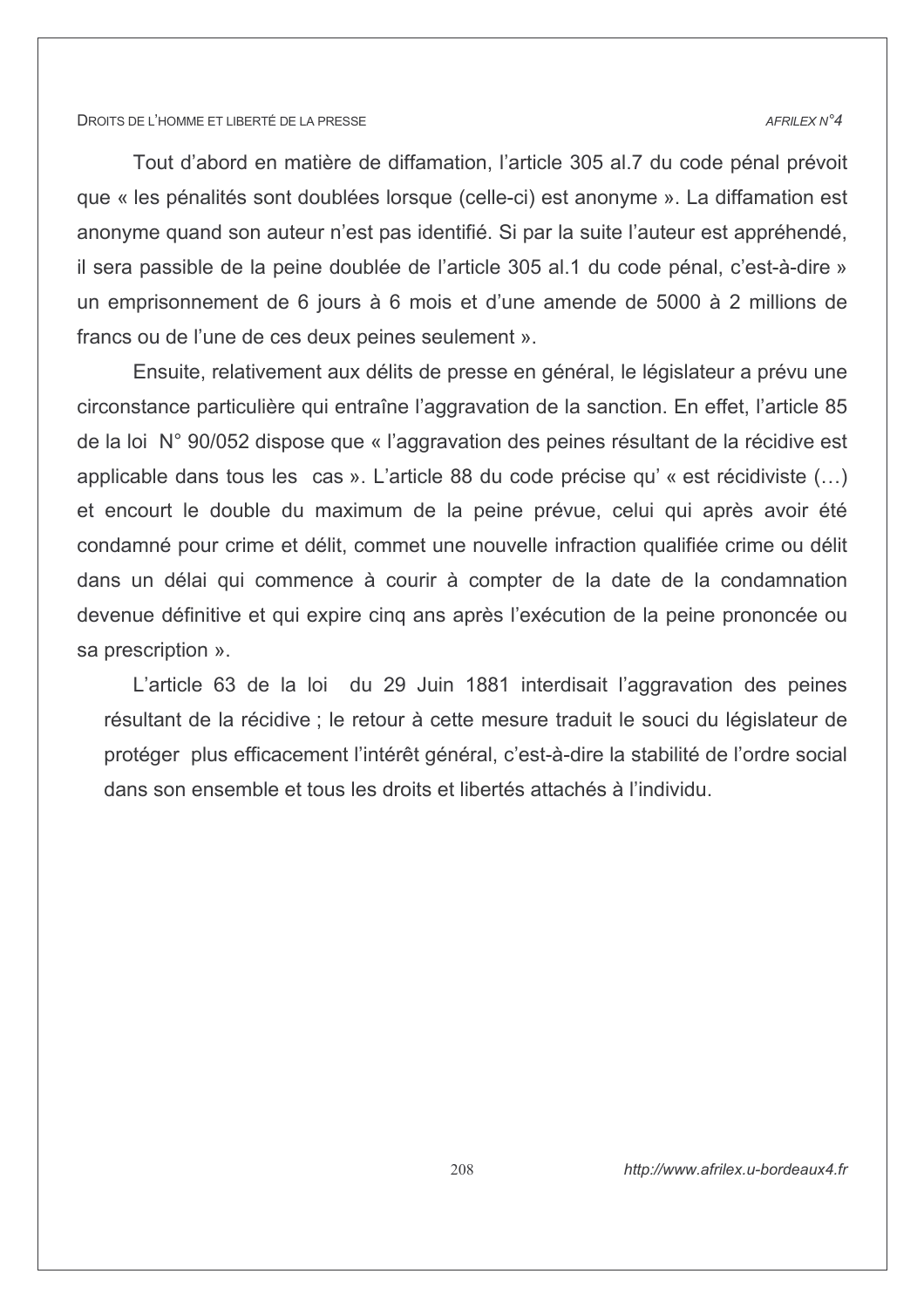Tout d'abord en matière de diffamation, l'article 305 al.7 du code pénal prévoit que « les pénalités sont doublées lorsque (celle-ci) est anonyme ». La diffamation est anonyme quand son auteur n'est pas identifié. Si par la suite l'auteur est appréhendé, il sera passible de la peine doublée de l'article 305 al.1 du code pénal, c'est-à-dire » un emprisonnement de 6 jours à 6 mois et d'une amende de 5000 à 2 millions de francs ou de l'une de ces deux peines seulement ».

Ensuite, relativement aux délits de presse en général, le législateur a prévu une circonstance particulière qui entraîne l'aggravation de la sanction. En effet, l'article 85 de la loi N° 90/052 dispose que « l'aggravation des peines résultant de la récidive est applicable dans tous les cas ». L'article 88 du code précise qu' « est récidiviste (…) et encourt le double du maximum de la peine prévue, celui qui après avoir été condamné pour crime et délit, commet une nouvelle infraction qualifiée crime ou délit dans un délai qui commence à courir à compter de la date de la condamnation devenue définitive et qui expire cinq ans après l'exécution de la peine prononcée ou sa prescription ».

L'article 63 de la loi du 29 Juin 1881 interdisait l'aggravation des peines résultant de la récidive ; le retour à cette mesure traduit le souci du législateur de protéger plus efficacement l'intérêt général, c'est-à-dire la stabilité de l'ordre social dans son ensemble et tous les droits et libertés attachés à l'individu.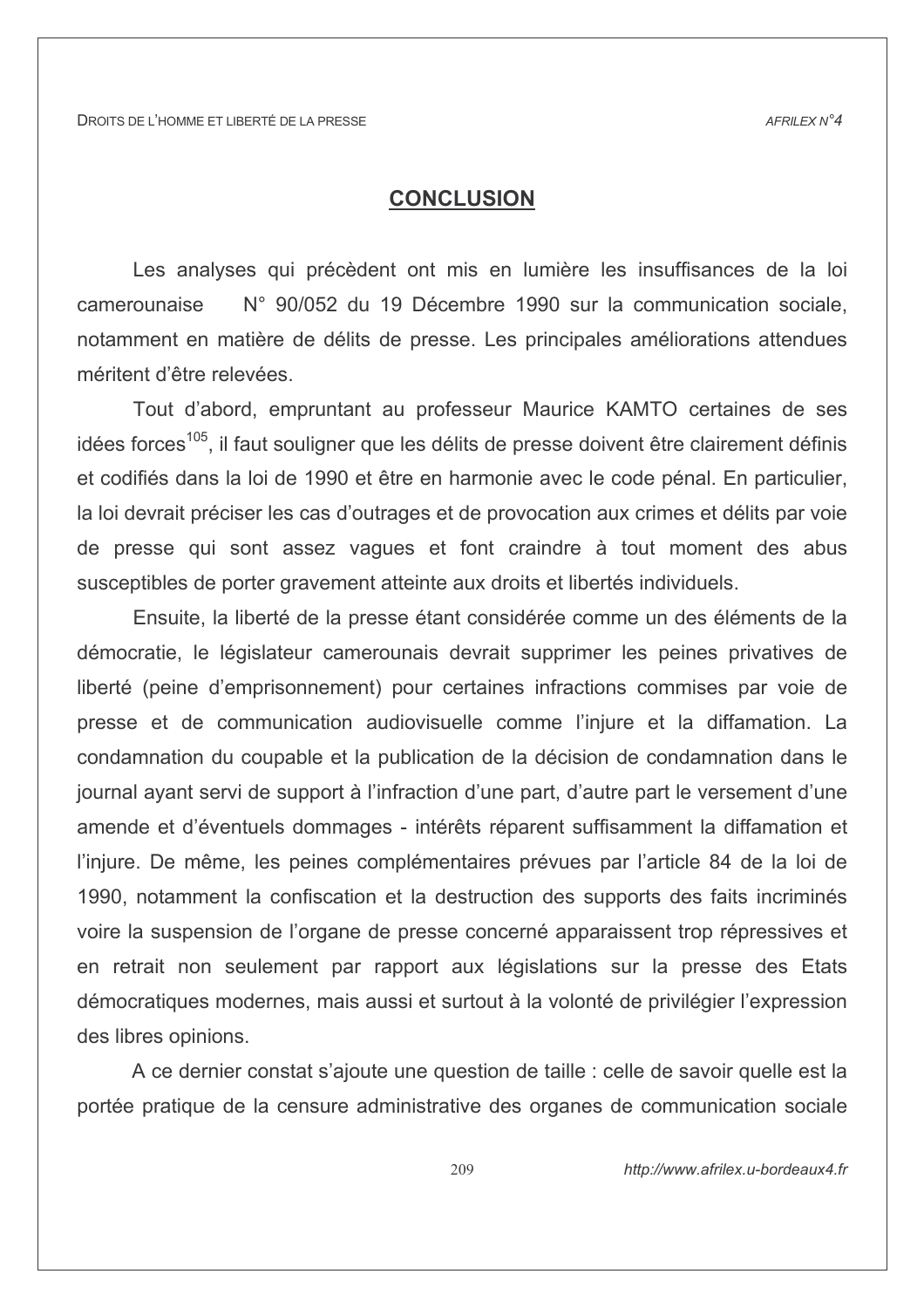## CONCLUSION

Les analyses qui précèdent ont mis en lumière les insuffisances de la loi camerounaise N° 90/052 du 19 Décembre 1990 sur la communication sociale, notamment en matière de délits de presse. Les principales améliorations attendues méritent d'être relevées.

Tout d'abord, empruntant au professeur Maurice KAMTO certaines de ses idées forces[105], il faut souligner que les délits de presse doivent être clairement définis et codifiés dans la loi de 1990 et être en harmonie avec le code pénal. En particulier, la loi devrait préciser les cas d'outrages et de provocation aux crimes et délits par voie de presse qui sont assez vagues et font craindre à tout moment des abus susceptibles de porter gravement atteinte aux droits et libertés individuels.

Ensuite, la liberté de la presse étant considérée comme un des éléments de la démocratie, le législateur camerounais devrait supprimer les peines privatives de liberté (peine d'emprisonnement) pour certaines infractions commises par voie de presse et de communication audiovisuelle comme l'injure et la diffamation. La condamnation du coupable et la publication de la décision de condamnation dans le journal ayant servi de support à l'infraction d'une part, d'autre part le versement d'une amende et d'éventuels dommages - intérêts réparent suffisamment la diffamation et l'injure. De même, les peines complémentaires prévues par l'article 84 de la loi de 1990, notamment la confiscation et la destruction des supports des faits incriminés voire la suspension de l'organe de presse concerné apparaissent trop répressives et en retrait non seulement par rapport aux législations sur la presse des Etats démocratiques modernes, mais aussi et surtout à la volonté de privilégier l'expression des libres opinions.

A ce dernier constat s'ajoute une question de taille : celle de savoir quelle est la portée pratique de la censure administrative des organes de communication sociale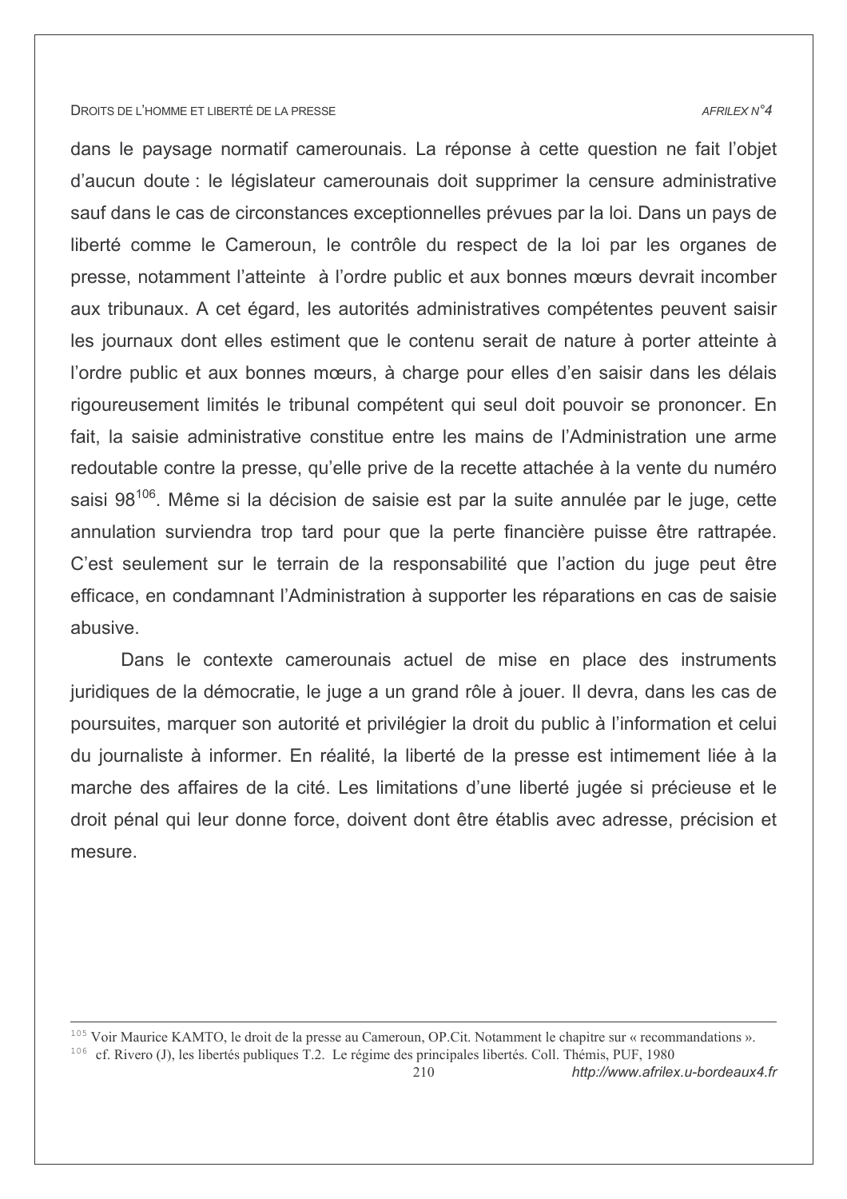dans le paysage normatif camerounais. La réponse à cette question ne fait l'objet d'aucun doute : le législateur camerounais doit supprimer la censure administrative sauf dans le cas de circonstances exceptionnelles prévues par la loi. Dans un pays de liberté comme le Cameroun, le contrôle du respect de la loi par les organes de presse, notamment l'atteinte à l'ordre public et aux bonnes mœurs devrait incomber aux tribunaux. A cet égard, les autorités administratives compétentes peuvent saisir les journaux dont elles estiment que le contenu serait de nature à porter atteinte à l'ordre public et aux bonnes mœurs, à charge pour elles d'en saisir dans les délais rigoureusement limités le tribunal compétent qui seul doit pouvoir se prononcer. En fait, la saisie administrative constitue entre les mains de l'Administration une arme redoutable contre la presse, qu'elle prive de la recette attachée à la vente du numéro saisi 98[106]. Même si la décision de saisie est par la suite annulée par le juge, cette annulation surviendra trop tard pour que la perte financière puisse être rattrapée. C'est seulement sur le terrain de la responsabilité que l'action du juge peut être efficace, en condamnant l'Administration à supporter les réparations en cas de saisie abusive.

Dans le contexte camerounais actuel de mise en place des instruments juridiques de la démocratie, le juge a un grand rôle à jouer. Il devra, dans les cas de poursuites, marquer son autorité et privilégier la droit du public à l'information et celui du journaliste à informer. En réalité, la liberté de la presse est intimement liée à la marche des affaires de la cité. Les limitations d'une liberté jugée si précieuse et le droit pénal qui leur donne force, doivent dont être établis avec adresse, précision et mesure.

---

[105] Voir Maurice KAMTO, le droit de la presse au Cameroun, OP.Cit. Notamment le chapitre sur « recommandations ».

[106] cf. Rivero (J), les libertés publiques T.2. Le régime des principales libertés. Coll. Thémis, PUF, 1980